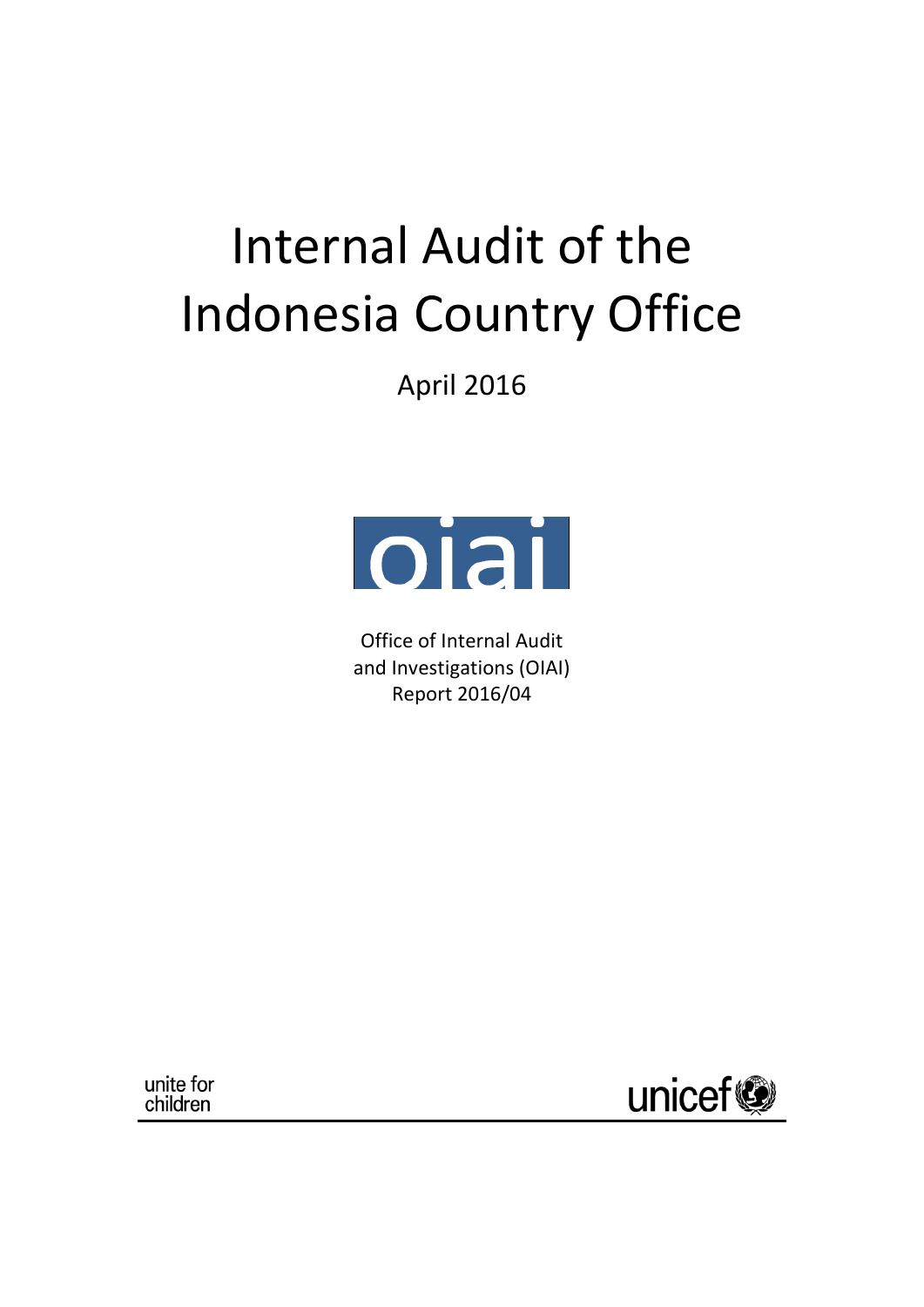# Internal Audit of the Indonesia Country Office

April 2016

oiai

Office of Internal Audit and Investigations (OIAI)
Report 2016/04

unite for children

unicef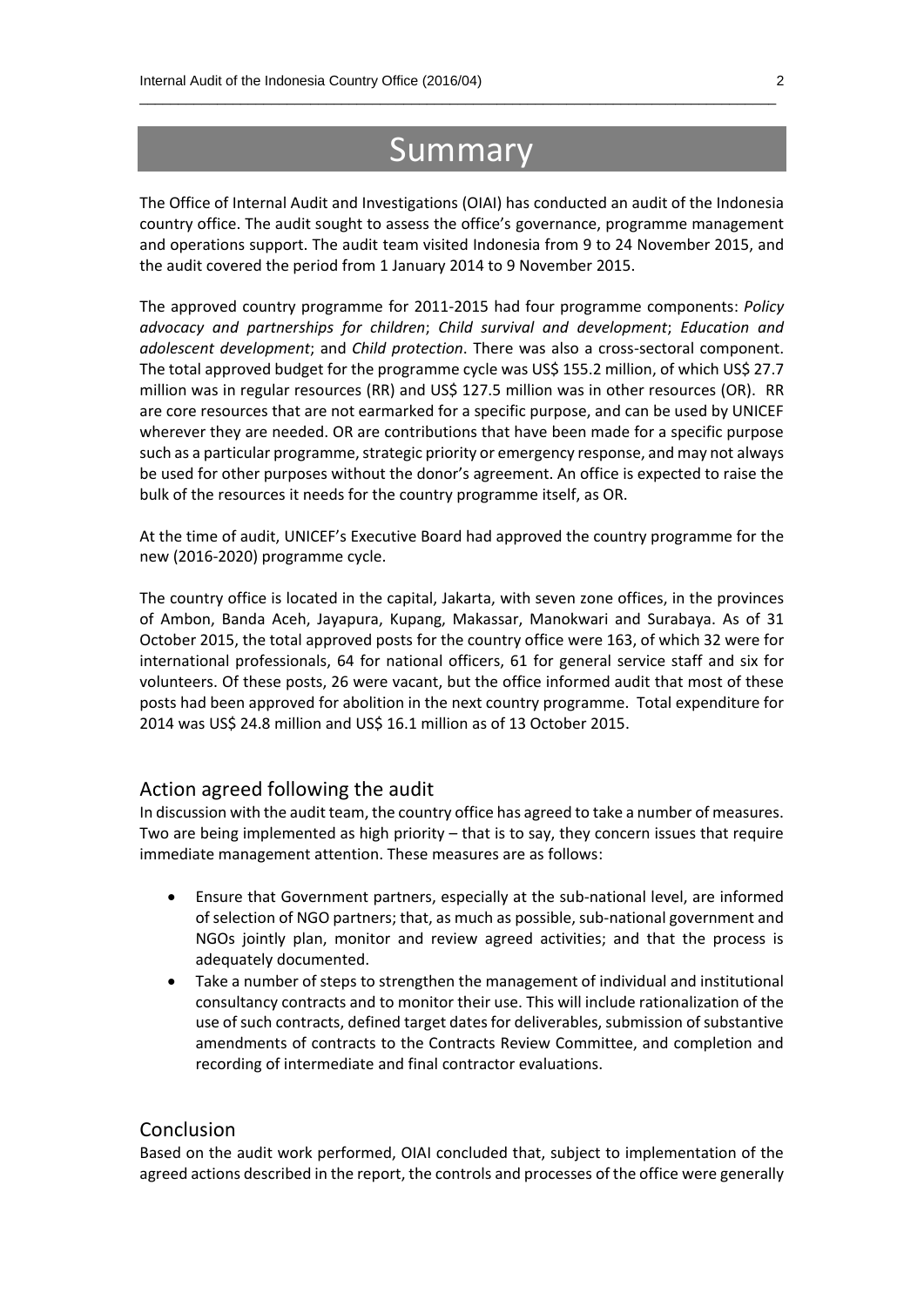# Summary

The Office of Internal Audit and Investigations (OIAI) has conducted an audit of the Indonesia country office. The audit sought to assess the office's governance, programme management and operations support. The audit team visited Indonesia from 9 to 24 November 2015, and the audit covered the period from 1 January 2014 to 9 November 2015.

The approved country programme for 2011-2015 had four programme components: *Policy advocacy and partnerships for children*; *Child survival and development*; *Education and adolescent development*; and *Child protection*. There was also a cross-sectoral component. The total approved budget for the programme cycle was US$ 155.2 million, of which US$ 27.7 million was in regular resources (RR) and US$ 127.5 million was in other resources (OR). RR are core resources that are not earmarked for a specific purpose, and can be used by UNICEF wherever they are needed. OR are contributions that have been made for a specific purpose such as a particular programme, strategic priority or emergency response, and may not always be used for other purposes without the donor's agreement. An office is expected to raise the bulk of the resources it needs for the country programme itself, as OR.

At the time of audit, UNICEF's Executive Board had approved the country programme for the new (2016-2020) programme cycle.

The country office is located in the capital, Jakarta, with seven zone offices, in the provinces of Ambon, Banda Aceh, Jayapura, Kupang, Makassar, Manokwari and Surabaya. As of 31 October 2015, the total approved posts for the country office were 163, of which 32 were for international professionals, 64 for national officers, 61 for general service staff and six for volunteers. Of these posts, 26 were vacant, but the office informed audit that most of these posts had been approved for abolition in the next country programme. Total expenditure for 2014 was US$ 24.8 million and US$ 16.1 million as of 13 October 2015.

## Action agreed following the audit

In discussion with the audit team, the country office has agreed to take a number of measures. Two are being implemented as high priority – that is to say, they concern issues that require immediate management attention. These measures are as follows:

- Ensure that Government partners, especially at the sub-national level, are informed of selection of NGO partners; that, as much as possible, sub-national government and NGOs jointly plan, monitor and review agreed activities; and that the process is adequately documented.
- Take a number of steps to strengthen the management of individual and institutional consultancy contracts and to monitor their use. This will include rationalization of the use of such contracts, defined target dates for deliverables, submission of substantive amendments of contracts to the Contracts Review Committee, and completion and recording of intermediate and final contractor evaluations.

## Conclusion

Based on the audit work performed, OIAI concluded that, subject to implementation of the agreed actions described in the report, the controls and processes of the office were generally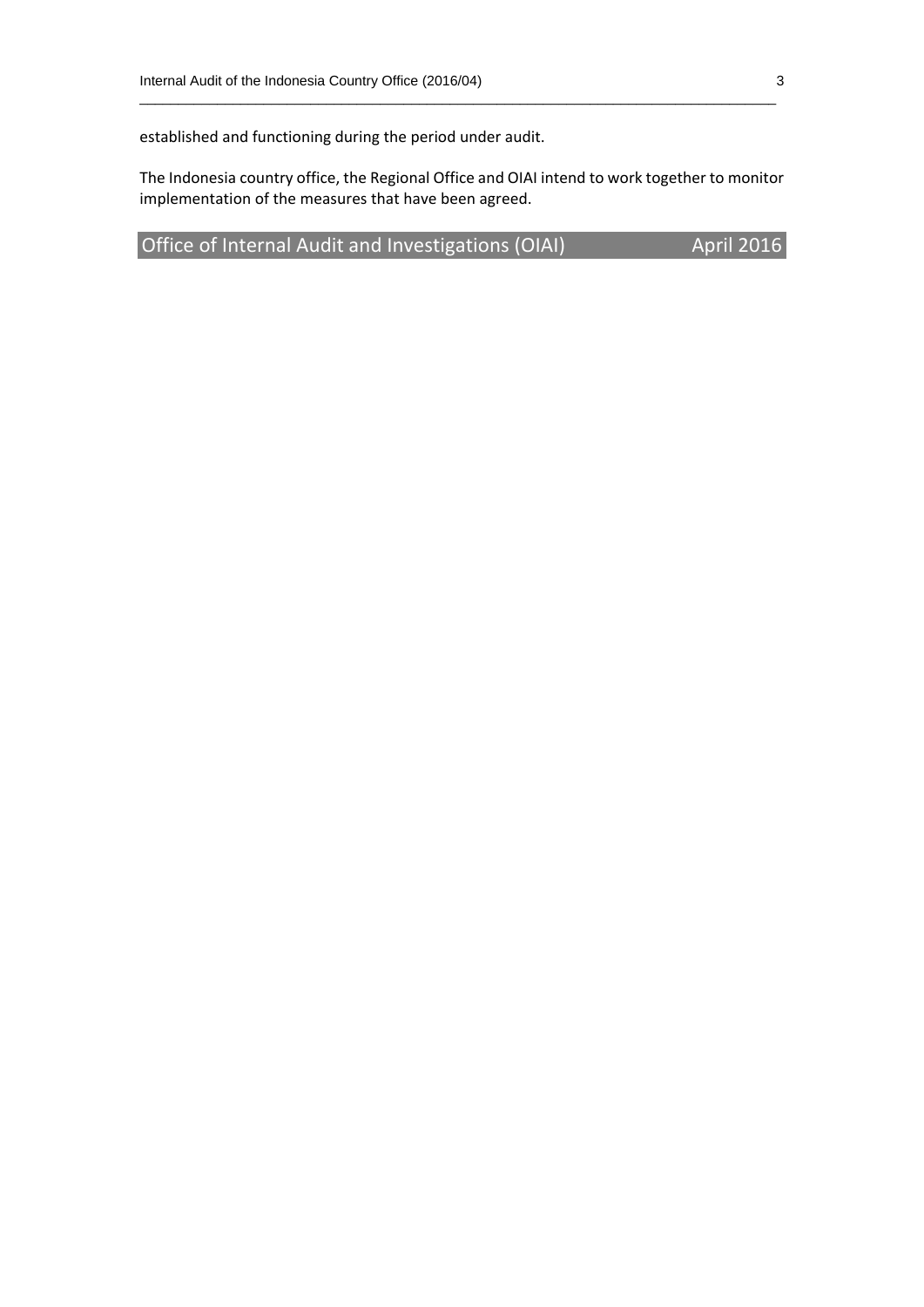established and functioning during the period under audit.

The Indonesia country office, the Regional Office and OIAI intend to work together to monitor implementation of the measures that have been agreed.

**Office of Internal Audit and Investigations (OIAI) April 2016**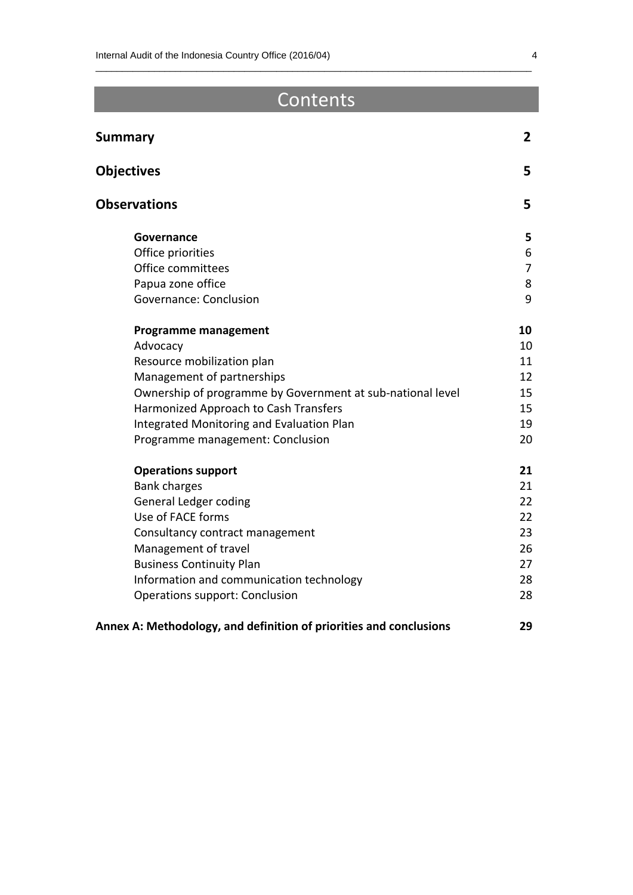# Contents

| | |
|---|---|
| **Summary** | **2** |
| **Objectives** | **5** |
| **Observations** | **5** |
| **Governance** | **5** |
| Office priorities | 6 |
| Office committees | 7 |
| Papua zone office | 8 |
| Governance: Conclusion | 9 |
| **Programme management** | **10** |
| Advocacy | 10 |
| Resource mobilization plan | 11 |
| Management of partnerships | 12 |
| Ownership of programme by Government at sub-national level | 15 |
| Harmonized Approach to Cash Transfers | 15 |
| Integrated Monitoring and Evaluation Plan | 19 |
| Programme management: Conclusion | 20 |
| **Operations support** | **21** |
| Bank charges | 21 |
| General Ledger coding | 22 |
| Use of FACE forms | 22 |
| Consultancy contract management | 23 |
| Management of travel | 26 |
| Business Continuity Plan | 27 |
| Information and communication technology | 28 |
| Operations support: Conclusion | 28 |
| **Annex A: Methodology, and definition of priorities and conclusions** | **29** |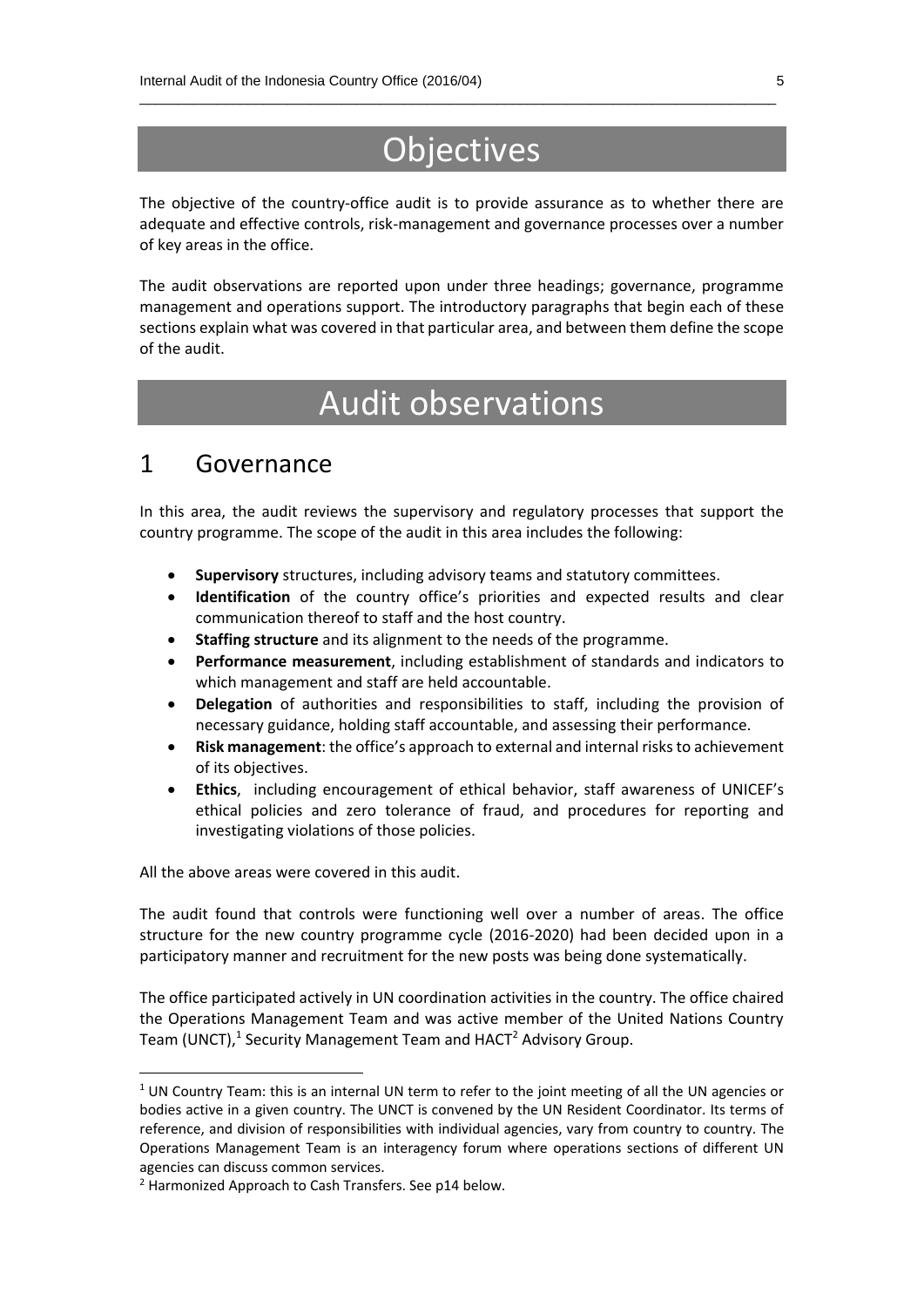# Objectives

The objective of the country-office audit is to provide assurance as to whether there are adequate and effective controls, risk-management and governance processes over a number of key areas in the office.

The audit observations are reported upon under three headings; governance, programme management and operations support. The introductory paragraphs that begin each of these sections explain what was covered in that particular area, and between them define the scope of the audit.

# Audit observations

## 1 Governance

In this area, the audit reviews the supervisory and regulatory processes that support the country programme. The scope of the audit in this area includes the following:

- **Supervisory** structures, including advisory teams and statutory committees.
- **Identification** of the country office's priorities and expected results and clear communication thereof to staff and the host country.
- **Staffing structure** and its alignment to the needs of the programme.
- **Performance measurement**, including establishment of standards and indicators to which management and staff are held accountable.
- **Delegation** of authorities and responsibilities to staff, including the provision of necessary guidance, holding staff accountable, and assessing their performance.
- **Risk management**: the office's approach to external and internal risks to achievement of its objectives.
- **Ethics**, including encouragement of ethical behavior, staff awareness of UNICEF's ethical policies and zero tolerance of fraud, and procedures for reporting and investigating violations of those policies.

All the above areas were covered in this audit.

The audit found that controls were functioning well over a number of areas. The office structure for the new country programme cycle (2016-2020) had been decided upon in a participatory manner and recruitment for the new posts was being done systematically.

The office participated actively in UN coordination activities in the country. The office chaired the Operations Management Team and was active member of the United Nations Country Team (UNCT),[1] Security Management Team and HACT[2] Advisory Group.

[1] UN Country Team: this is an internal UN term to refer to the joint meeting of all the UN agencies or bodies active in a given country. The UNCT is convened by the UN Resident Coordinator. Its terms of reference, and division of responsibilities with individual agencies, vary from country to country. The Operations Management Team is an interagency forum where operations sections of different UN agencies can discuss common services.

[2] Harmonized Approach to Cash Transfers. See p14 below.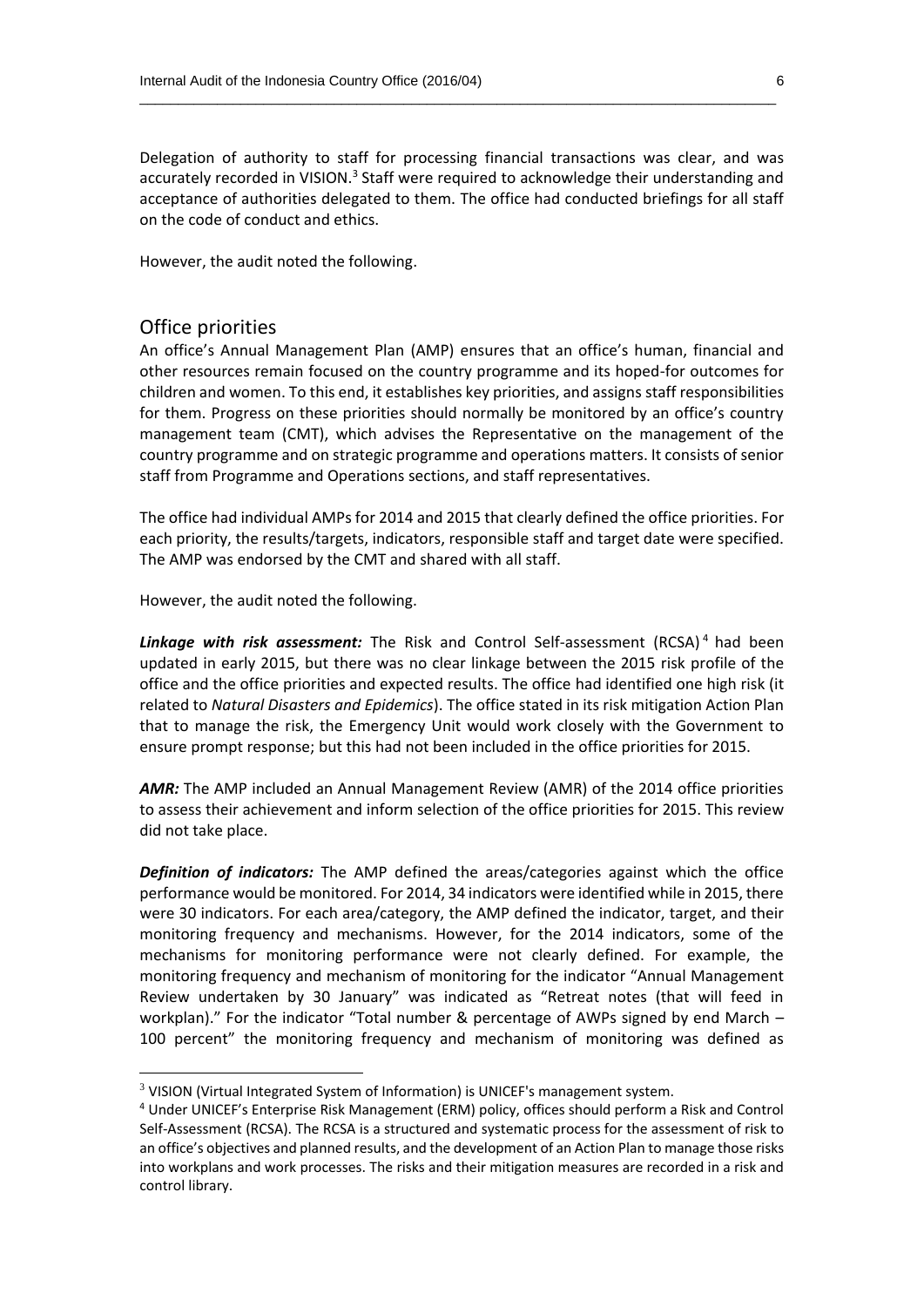Delegation of authority to staff for processing financial transactions was clear, and was accurately recorded in VISION.[3] Staff were required to acknowledge their understanding and acceptance of authorities delegated to them. The office had conducted briefings for all staff on the code of conduct and ethics.

However, the audit noted the following.

## Office priorities

An office's Annual Management Plan (AMP) ensures that an office's human, financial and other resources remain focused on the country programme and its hoped-for outcomes for children and women. To this end, it establishes key priorities, and assigns staff responsibilities for them. Progress on these priorities should normally be monitored by an office's country management team (CMT), which advises the Representative on the management of the country programme and on strategic programme and operations matters. It consists of senior staff from Programme and Operations sections, and staff representatives.

The office had individual AMPs for 2014 and 2015 that clearly defined the office priorities. For each priority, the results/targets, indicators, responsible staff and target date were specified. The AMP was endorsed by the CMT and shared with all staff.

However, the audit noted the following.

***Linkage with risk assessment:*** The Risk and Control Self-assessment (RCSA)[4] had been updated in early 2015, but there was no clear linkage between the 2015 risk profile of the office and the office priorities and expected results. The office had identified one high risk (it related to *Natural Disasters and Epidemics*). The office stated in its risk mitigation Action Plan that to manage the risk, the Emergency Unit would work closely with the Government to ensure prompt response; but this had not been included in the office priorities for 2015.

***AMR:*** The AMP included an Annual Management Review (AMR) of the 2014 office priorities to assess their achievement and inform selection of the office priorities for 2015. This review did not take place.

***Definition of indicators:*** The AMP defined the areas/categories against which the office performance would be monitored. For 2014, 34 indicators were identified while in 2015, there were 30 indicators. For each area/category, the AMP defined the indicator, target, and their monitoring frequency and mechanisms. However, for the 2014 indicators, some of the mechanisms for monitoring performance were not clearly defined. For example, the monitoring frequency and mechanism of monitoring for the indicator "Annual Management Review undertaken by 30 January" was indicated as "Retreat notes (that will feed in workplan)." For the indicator "Total number & percentage of AWPs signed by end March – 100 percent" the monitoring frequency and mechanism of monitoring was defined as

---

[3] VISION (Virtual Integrated System of Information) is UNICEF's management system.

[4] Under UNICEF's Enterprise Risk Management (ERM) policy, offices should perform a Risk and Control Self-Assessment (RCSA). The RCSA is a structured and systematic process for the assessment of risk to an office's objectives and planned results, and the development of an Action Plan to manage those risks into workplans and work processes. The risks and their mitigation measures are recorded in a risk and control library.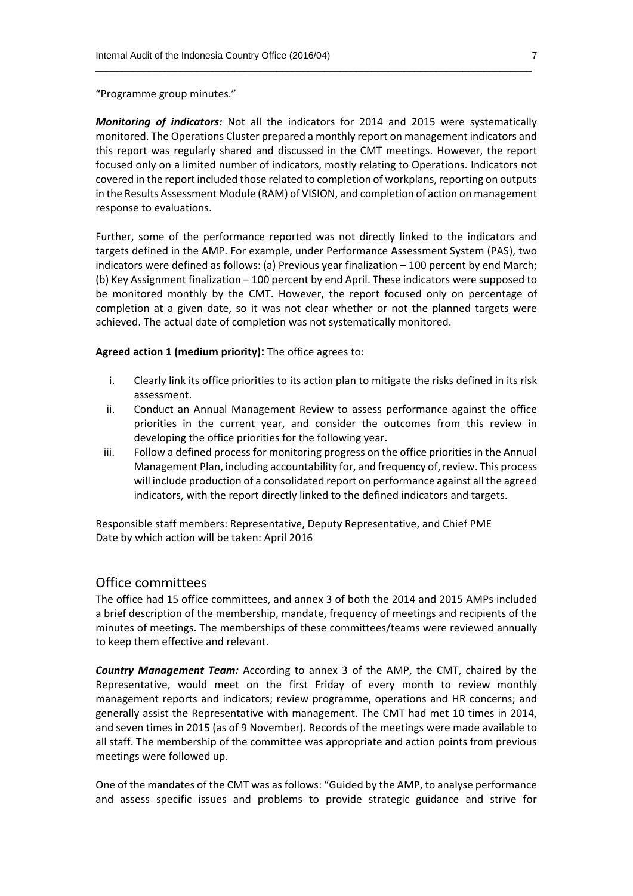"Programme group minutes."

***Monitoring of indicators:*** Not all the indicators for 2014 and 2015 were systematically monitored. The Operations Cluster prepared a monthly report on management indicators and this report was regularly shared and discussed in the CMT meetings. However, the report focused only on a limited number of indicators, mostly relating to Operations. Indicators not covered in the report included those related to completion of workplans, reporting on outputs in the Results Assessment Module (RAM) of VISION, and completion of action on management response to evaluations.

Further, some of the performance reported was not directly linked to the indicators and targets defined in the AMP. For example, under Performance Assessment System (PAS), two indicators were defined as follows: (a) Previous year finalization – 100 percent by end March; (b) Key Assignment finalization – 100 percent by end April. These indicators were supposed to be monitored monthly by the CMT. However, the report focused only on percentage of completion at a given date, so it was not clear whether or not the planned targets were achieved. The actual date of completion was not systematically monitored.

**Agreed action 1 (medium priority):** The office agrees to:

i. Clearly link its office priorities to its action plan to mitigate the risks defined in its risk assessment.
ii. Conduct an Annual Management Review to assess performance against the office priorities in the current year, and consider the outcomes from this review in developing the office priorities for the following year.
iii. Follow a defined process for monitoring progress on the office priorities in the Annual Management Plan, including accountability for, and frequency of, review. This process will include production of a consolidated report on performance against all the agreed indicators, with the report directly linked to the defined indicators and targets.

Responsible staff members: Representative, Deputy Representative, and Chief PME
Date by which action will be taken: April 2016

## Office committees

The office had 15 office committees, and annex 3 of both the 2014 and 2015 AMPs included a brief description of the membership, mandate, frequency of meetings and recipients of the minutes of meetings. The memberships of these committees/teams were reviewed annually to keep them effective and relevant.

***Country Management Team:*** According to annex 3 of the AMP, the CMT, chaired by the Representative, would meet on the first Friday of every month to review monthly management reports and indicators; review programme, operations and HR concerns; and generally assist the Representative with management. The CMT had met 10 times in 2014, and seven times in 2015 (as of 9 November). Records of the meetings were made available to all staff. The membership of the committee was appropriate and action points from previous meetings were followed up.

One of the mandates of the CMT was as follows: "Guided by the AMP, to analyse performance and assess specific issues and problems to provide strategic guidance and strive for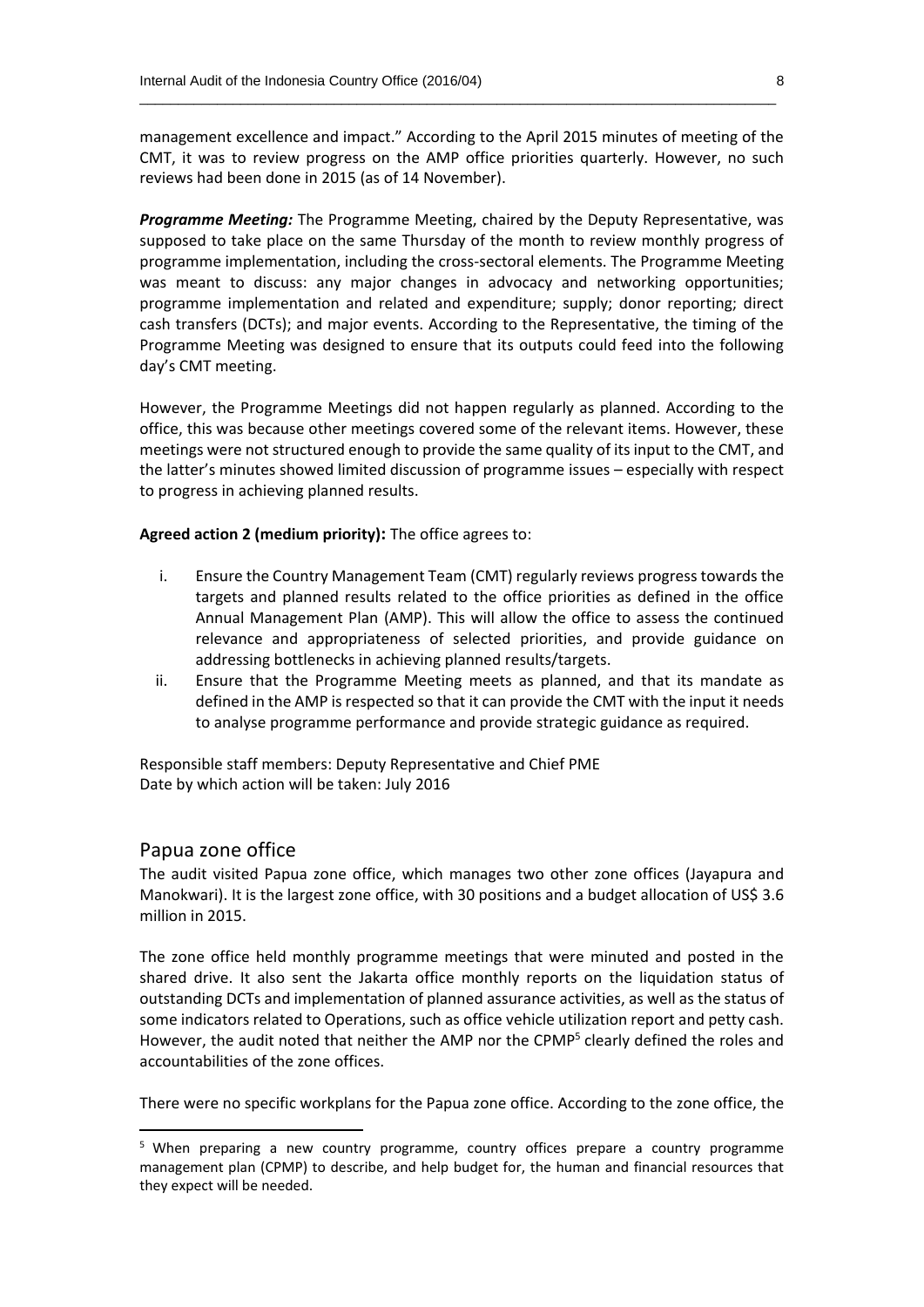management excellence and impact." According to the April 2015 minutes of meeting of the CMT, it was to review progress on the AMP office priorities quarterly. However, no such reviews had been done in 2015 (as of 14 November).

***Programme Meeting:*** The Programme Meeting, chaired by the Deputy Representative, was supposed to take place on the same Thursday of the month to review monthly progress of programme implementation, including the cross-sectoral elements. The Programme Meeting was meant to discuss: any major changes in advocacy and networking opportunities; programme implementation and related and expenditure; supply; donor reporting; direct cash transfers (DCTs); and major events. According to the Representative, the timing of the Programme Meeting was designed to ensure that its outputs could feed into the following day's CMT meeting.

However, the Programme Meetings did not happen regularly as planned. According to the office, this was because other meetings covered some of the relevant items. However, these meetings were not structured enough to provide the same quality of its input to the CMT, and the latter's minutes showed limited discussion of programme issues – especially with respect to progress in achieving planned results.

**Agreed action 2 (medium priority):** The office agrees to:

i. Ensure the Country Management Team (CMT) regularly reviews progress towards the targets and planned results related to the office priorities as defined in the office Annual Management Plan (AMP). This will allow the office to assess the continued relevance and appropriateness of selected priorities, and provide guidance on addressing bottlenecks in achieving planned results/targets.
ii. Ensure that the Programme Meeting meets as planned, and that its mandate as defined in the AMP is respected so that it can provide the CMT with the input it needs to analyse programme performance and provide strategic guidance as required.

Responsible staff members: Deputy Representative and Chief PME
Date by which action will be taken: July 2016

## Papua zone office

The audit visited Papua zone office, which manages two other zone offices (Jayapura and Manokwari). It is the largest zone office, with 30 positions and a budget allocation of US$ 3.6 million in 2015.

The zone office held monthly programme meetings that were minuted and posted in the shared drive. It also sent the Jakarta office monthly reports on the liquidation status of outstanding DCTs and implementation of planned assurance activities, as well as the status of some indicators related to Operations, such as office vehicle utilization report and petty cash. However, the audit noted that neither the AMP nor the CPMP[5] clearly defined the roles and accountabilities of the zone offices.

There were no specific workplans for the Papua zone office. According to the zone office, the

[5] When preparing a new country programme, country offices prepare a country programme management plan (CPMP) to describe, and help budget for, the human and financial resources that they expect will be needed.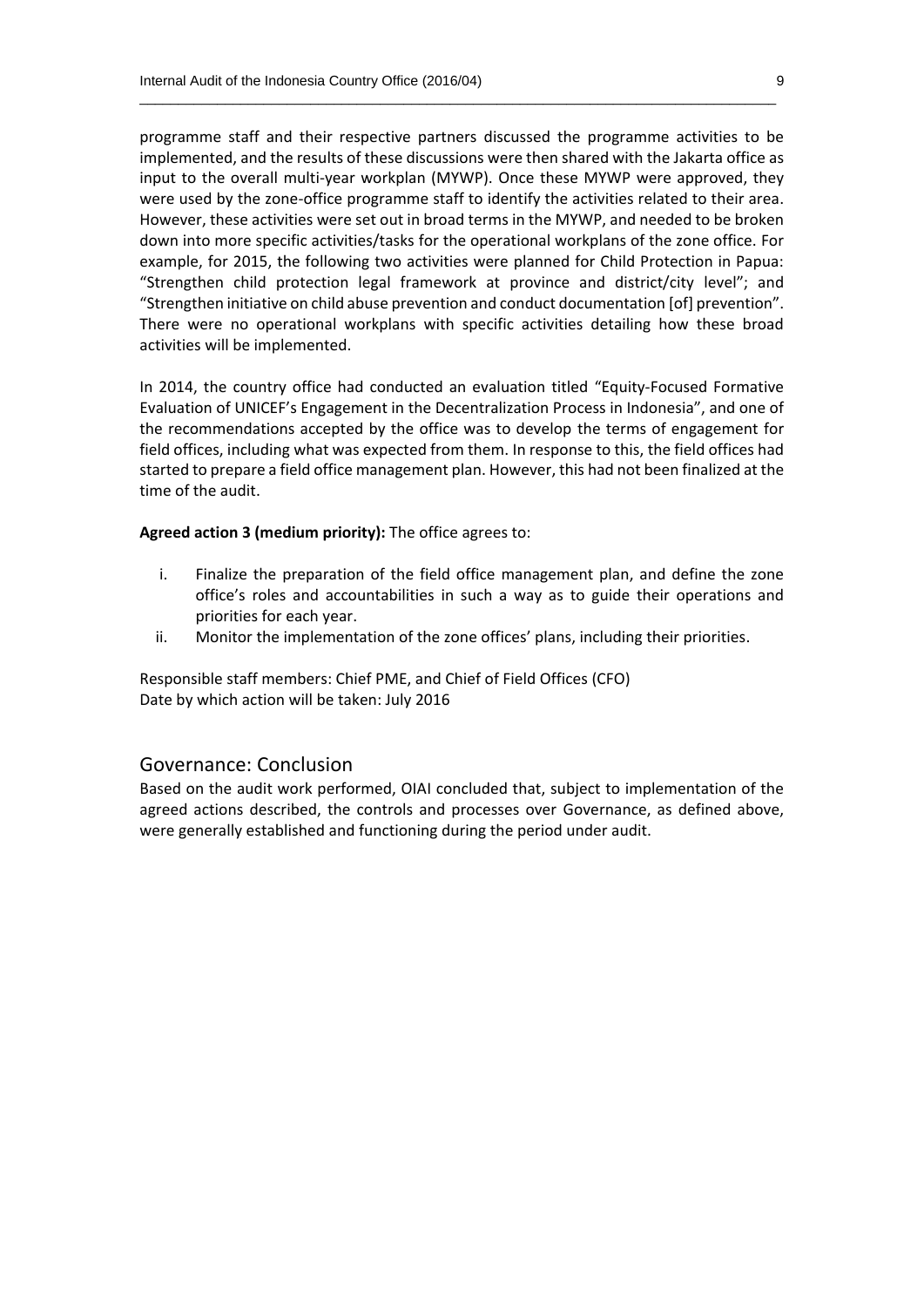programme staff and their respective partners discussed the programme activities to be implemented, and the results of these discussions were then shared with the Jakarta office as input to the overall multi-year workplan (MYWP). Once these MYWP were approved, they were used by the zone-office programme staff to identify the activities related to their area. However, these activities were set out in broad terms in the MYWP, and needed to be broken down into more specific activities/tasks for the operational workplans of the zone office. For example, for 2015, the following two activities were planned for Child Protection in Papua: "Strengthen child protection legal framework at province and district/city level"; and "Strengthen initiative on child abuse prevention and conduct documentation [of] prevention". There were no operational workplans with specific activities detailing how these broad activities will be implemented.

In 2014, the country office had conducted an evaluation titled "Equity-Focused Formative Evaluation of UNICEF's Engagement in the Decentralization Process in Indonesia", and one of the recommendations accepted by the office was to develop the terms of engagement for field offices, including what was expected from them. In response to this, the field offices had started to prepare a field office management plan. However, this had not been finalized at the time of the audit.

**Agreed action 3 (medium priority):** The office agrees to:

i. Finalize the preparation of the field office management plan, and define the zone office's roles and accountabilities in such a way as to guide their operations and priorities for each year.
ii. Monitor the implementation of the zone offices' plans, including their priorities.

Responsible staff members: Chief PME, and Chief of Field Offices (CFO)
Date by which action will be taken: July 2016

## Governance: Conclusion

Based on the audit work performed, OIAI concluded that, subject to implementation of the agreed actions described, the controls and processes over Governance, as defined above, were generally established and functioning during the period under audit.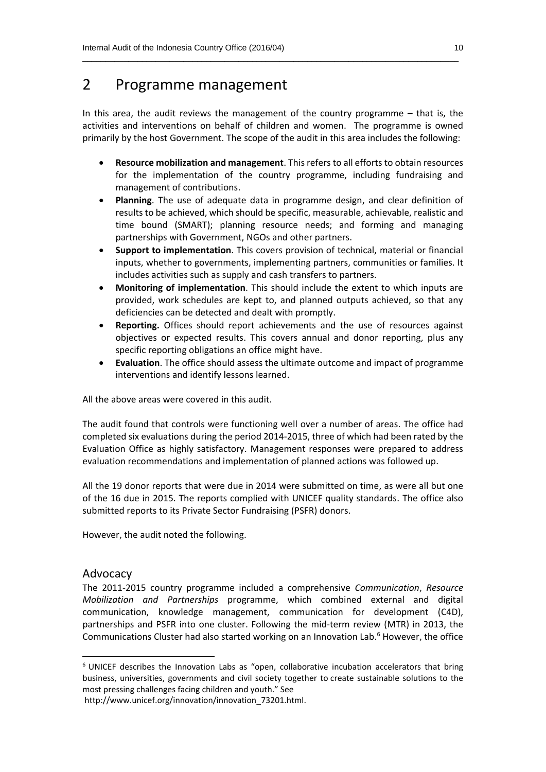# 2 Programme management

In this area, the audit reviews the management of the country programme – that is, the activities and interventions on behalf of children and women. The programme is owned primarily by the host Government. The scope of the audit in this area includes the following:

- **Resource mobilization and management**. This refers to all efforts to obtain resources for the implementation of the country programme, including fundraising and management of contributions.
- **Planning**. The use of adequate data in programme design, and clear definition of results to be achieved, which should be specific, measurable, achievable, realistic and time bound (SMART); planning resource needs; and forming and managing partnerships with Government, NGOs and other partners.
- **Support to implementation**. This covers provision of technical, material or financial inputs, whether to governments, implementing partners, communities or families. It includes activities such as supply and cash transfers to partners.
- **Monitoring of implementation**. This should include the extent to which inputs are provided, work schedules are kept to, and planned outputs achieved, so that any deficiencies can be detected and dealt with promptly.
- **Reporting.** Offices should report achievements and the use of resources against objectives or expected results. This covers annual and donor reporting, plus any specific reporting obligations an office might have.
- **Evaluation**. The office should assess the ultimate outcome and impact of programme interventions and identify lessons learned.

All the above areas were covered in this audit.

The audit found that controls were functioning well over a number of areas. The office had completed six evaluations during the period 2014-2015, three of which had been rated by the Evaluation Office as highly satisfactory. Management responses were prepared to address evaluation recommendations and implementation of planned actions was followed up.

All the 19 donor reports that were due in 2014 were submitted on time, as were all but one of the 16 due in 2015. The reports complied with UNICEF quality standards. The office also submitted reports to its Private Sector Fundraising (PSFR) donors.

However, the audit noted the following.

## Advocacy

The 2011-2015 country programme included a comprehensive *Communication*, *Resource Mobilization and Partnerships* programme, which combined external and digital communication, knowledge management, communication for development (C4D), partnerships and PSFR into one cluster. Following the mid-term review (MTR) in 2013, the Communications Cluster had also started working on an Innovation Lab.[6] However, the office

---

[6] UNICEF describes the Innovation Labs as "open, collaborative incubation accelerators that bring business, universities, governments and civil society together to create sustainable solutions to the most pressing challenges facing children and youth." See http://www.unicef.org/innovation/innovation_73201.html.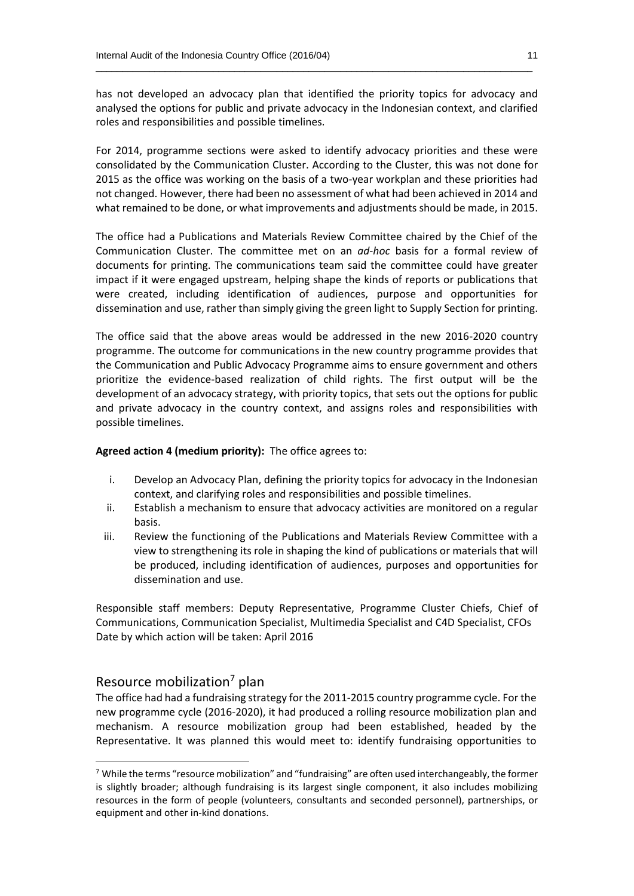has not developed an advocacy plan that identified the priority topics for advocacy and analysed the options for public and private advocacy in the Indonesian context, and clarified roles and responsibilities and possible timelines.

For 2014, programme sections were asked to identify advocacy priorities and these were consolidated by the Communication Cluster. According to the Cluster, this was not done for 2015 as the office was working on the basis of a two-year workplan and these priorities had not changed. However, there had been no assessment of what had been achieved in 2014 and what remained to be done, or what improvements and adjustments should be made, in 2015.

The office had a Publications and Materials Review Committee chaired by the Chief of the Communication Cluster. The committee met on an *ad-hoc* basis for a formal review of documents for printing. The communications team said the committee could have greater impact if it were engaged upstream, helping shape the kinds of reports or publications that were created, including identification of audiences, purpose and opportunities for dissemination and use, rather than simply giving the green light to Supply Section for printing.

The office said that the above areas would be addressed in the new 2016-2020 country programme. The outcome for communications in the new country programme provides that the Communication and Public Advocacy Programme aims to ensure government and others prioritize the evidence-based realization of child rights. The first output will be the development of an advocacy strategy, with priority topics, that sets out the options for public and private advocacy in the country context, and assigns roles and responsibilities with possible timelines.

**Agreed action 4 (medium priority):** The office agrees to:

i. Develop an Advocacy Plan, defining the priority topics for advocacy in the Indonesian context, and clarifying roles and responsibilities and possible timelines.
ii. Establish a mechanism to ensure that advocacy activities are monitored on a regular basis.
iii. Review the functioning of the Publications and Materials Review Committee with a view to strengthening its role in shaping the kind of publications or materials that will be produced, including identification of audiences, purposes and opportunities for dissemination and use.

Responsible staff members: Deputy Representative, Programme Cluster Chiefs, Chief of Communications, Communication Specialist, Multimedia Specialist and C4D Specialist, CFOs
Date by which action will be taken: April 2016

## Resource mobilization[7] plan

The office had had a fundraising strategy for the 2011-2015 country programme cycle. For the new programme cycle (2016-2020), it had produced a rolling resource mobilization plan and mechanism. A resource mobilization group had been established, headed by the Representative. It was planned this would meet to: identify fundraising opportunities to

[7] While the terms "resource mobilization" and "fundraising" are often used interchangeably, the former is slightly broader; although fundraising is its largest single component, it also includes mobilizing resources in the form of people (volunteers, consultants and seconded personnel), partnerships, or equipment and other in-kind donations.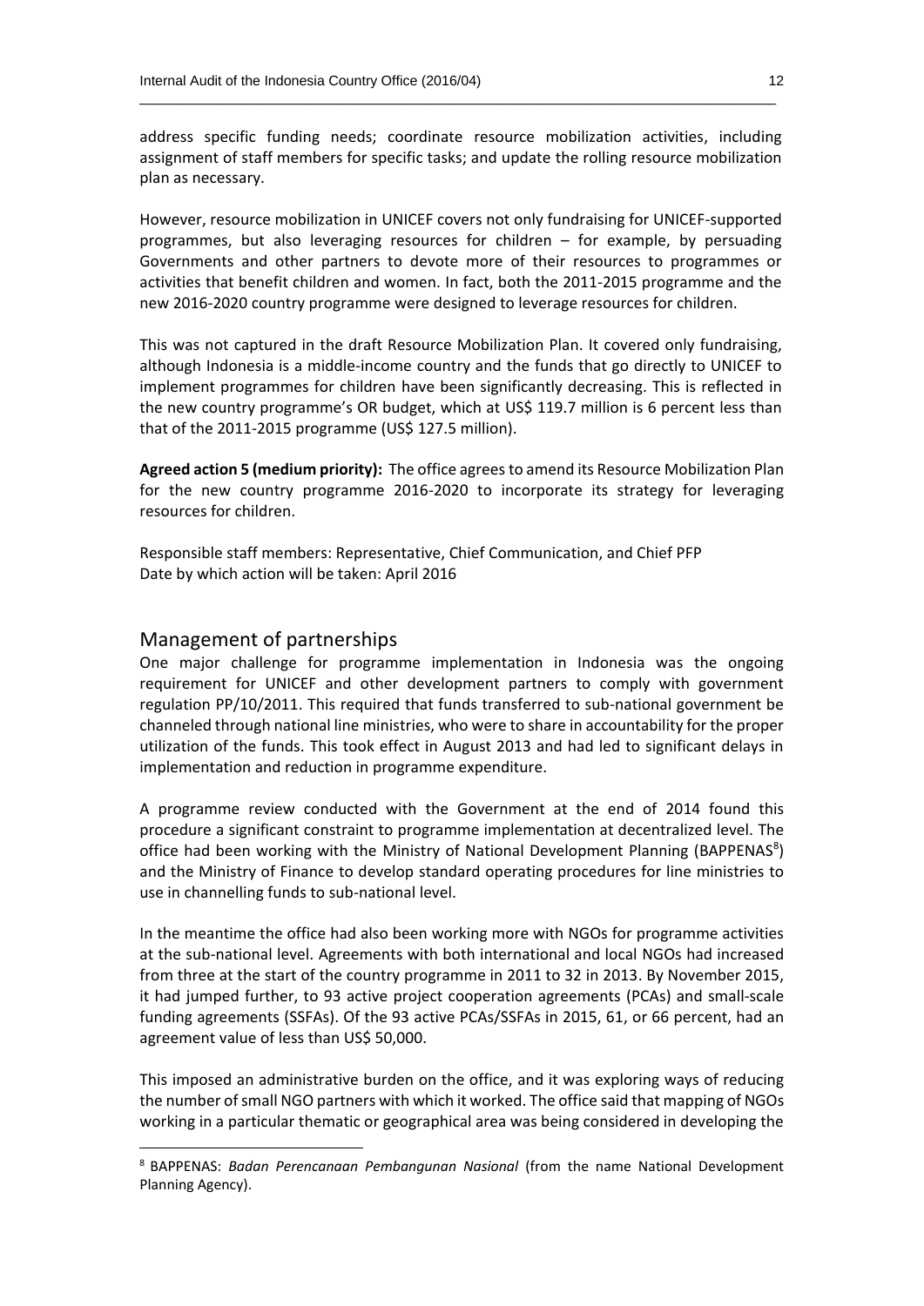address specific funding needs; coordinate resource mobilization activities, including assignment of staff members for specific tasks; and update the rolling resource mobilization plan as necessary.

However, resource mobilization in UNICEF covers not only fundraising for UNICEF-supported programmes, but also leveraging resources for children – for example, by persuading Governments and other partners to devote more of their resources to programmes or activities that benefit children and women. In fact, both the 2011-2015 programme and the new 2016-2020 country programme were designed to leverage resources for children.

This was not captured in the draft Resource Mobilization Plan. It covered only fundraising, although Indonesia is a middle-income country and the funds that go directly to UNICEF to implement programmes for children have been significantly decreasing. This is reflected in the new country programme's OR budget, which at US$ 119.7 million is 6 percent less than that of the 2011-2015 programme (US$ 127.5 million).

**Agreed action 5 (medium priority):** The office agrees to amend its Resource Mobilization Plan for the new country programme 2016-2020 to incorporate its strategy for leveraging resources for children.

Responsible staff members: Representative, Chief Communication, and Chief PFP
Date by which action will be taken: April 2016

## Management of partnerships

One major challenge for programme implementation in Indonesia was the ongoing requirement for UNICEF and other development partners to comply with government regulation PP/10/2011. This required that funds transferred to sub-national government be channeled through national line ministries, who were to share in accountability for the proper utilization of the funds. This took effect in August 2013 and had led to significant delays in implementation and reduction in programme expenditure.

A programme review conducted with the Government at the end of 2014 found this procedure a significant constraint to programme implementation at decentralized level. The office had been working with the Ministry of National Development Planning (BAPPENAS[8]) and the Ministry of Finance to develop standard operating procedures for line ministries to use in channelling funds to sub-national level.

In the meantime the office had also been working more with NGOs for programme activities at the sub-national level. Agreements with both international and local NGOs had increased from three at the start of the country programme in 2011 to 32 in 2013. By November 2015, it had jumped further, to 93 active project cooperation agreements (PCAs) and small-scale funding agreements (SSFAs). Of the 93 active PCAs/SSFAs in 2015, 61, or 66 percent, had an agreement value of less than US$ 50,000.

This imposed an administrative burden on the office, and it was exploring ways of reducing the number of small NGO partners with which it worked. The office said that mapping of NGOs working in a particular thematic or geographical area was being considered in developing the

[8] BAPPENAS: *Badan Perencanaan Pembangunan Nasional* (from the name National Development Planning Agency).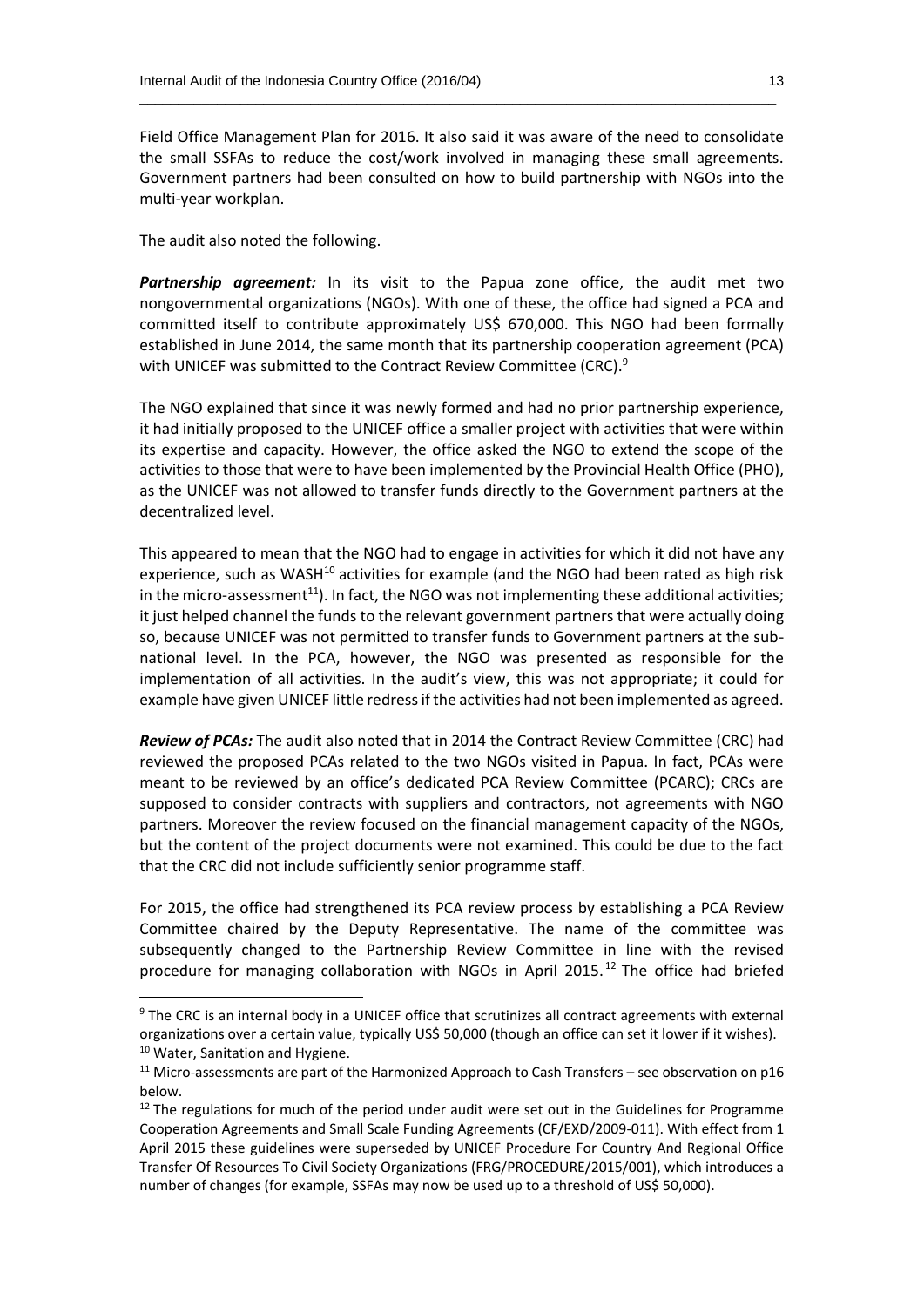Field Office Management Plan for 2016. It also said it was aware of the need to consolidate the small SSFAs to reduce the cost/work involved in managing these small agreements. Government partners had been consulted on how to build partnership with NGOs into the multi-year workplan.

The audit also noted the following.

***Partnership agreement:*** In its visit to the Papua zone office, the audit met two nongovernmental organizations (NGOs). With one of these, the office had signed a PCA and committed itself to contribute approximately US$ 670,000. This NGO had been formally established in June 2014, the same month that its partnership cooperation agreement (PCA) with UNICEF was submitted to the Contract Review Committee (CRC).[9]

The NGO explained that since it was newly formed and had no prior partnership experience, it had initially proposed to the UNICEF office a smaller project with activities that were within its expertise and capacity. However, the office asked the NGO to extend the scope of the activities to those that were to have been implemented by the Provincial Health Office (PHO), as the UNICEF was not allowed to transfer funds directly to the Government partners at the decentralized level.

This appeared to mean that the NGO had to engage in activities for which it did not have any experience, such as WASH[10] activities for example (and the NGO had been rated as high risk in the micro-assessment[11]). In fact, the NGO was not implementing these additional activities; it just helped channel the funds to the relevant government partners that were actually doing so, because UNICEF was not permitted to transfer funds to Government partners at the sub-national level. In the PCA, however, the NGO was presented as responsible for the implementation of all activities. In the audit's view, this was not appropriate; it could for example have given UNICEF little redress if the activities had not been implemented as agreed.

***Review of PCAs:*** The audit also noted that in 2014 the Contract Review Committee (CRC) had reviewed the proposed PCAs related to the two NGOs visited in Papua. In fact, PCAs were meant to be reviewed by an office's dedicated PCA Review Committee (PCARC); CRCs are supposed to consider contracts with suppliers and contractors, not agreements with NGO partners. Moreover the review focused on the financial management capacity of the NGOs, but the content of the project documents were not examined. This could be due to the fact that the CRC did not include sufficiently senior programme staff.

For 2015, the office had strengthened its PCA review process by establishing a PCA Review Committee chaired by the Deputy Representative. The name of the committee was subsequently changed to the Partnership Review Committee in line with the revised procedure for managing collaboration with NGOs in April 2015.[12] The office had briefed

---

[9] The CRC is an internal body in a UNICEF office that scrutinizes all contract agreements with external organizations over a certain value, typically US$ 50,000 (though an office can set it lower if it wishes).

[10] Water, Sanitation and Hygiene.

[11] Micro-assessments are part of the Harmonized Approach to Cash Transfers – see observation on p16 below.

[12] The regulations for much of the period under audit were set out in the Guidelines for Programme Cooperation Agreements and Small Scale Funding Agreements (CF/EXD/2009-011). With effect from 1 April 2015 these guidelines were superseded by UNICEF Procedure For Country And Regional Office Transfer Of Resources To Civil Society Organizations (FRG/PROCEDURE/2015/001), which introduces a number of changes (for example, SSFAs may now be used up to a threshold of US$ 50,000).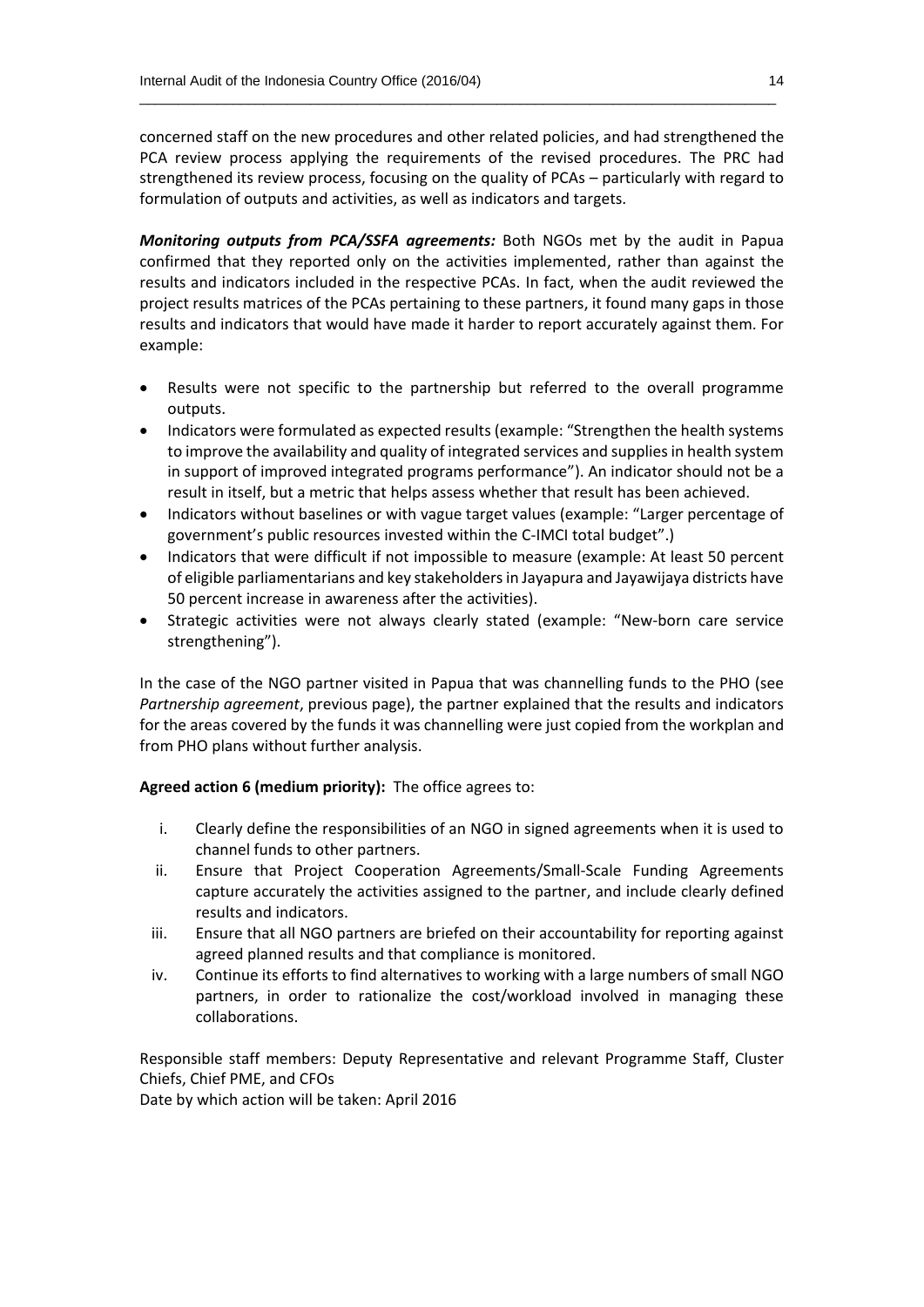concerned staff on the new procedures and other related policies, and had strengthened the PCA review process applying the requirements of the revised procedures. The PRC had strengthened its review process, focusing on the quality of PCAs – particularly with regard to formulation of outputs and activities, as well as indicators and targets.

***Monitoring outputs from PCA/SSFA agreements:*** Both NGOs met by the audit in Papua confirmed that they reported only on the activities implemented, rather than against the results and indicators included in the respective PCAs. In fact, when the audit reviewed the project results matrices of the PCAs pertaining to these partners, it found many gaps in those results and indicators that would have made it harder to report accurately against them. For example:

- Results were not specific to the partnership but referred to the overall programme outputs.
- Indicators were formulated as expected results (example: "Strengthen the health systems to improve the availability and quality of integrated services and supplies in health system in support of improved integrated programs performance"). An indicator should not be a result in itself, but a metric that helps assess whether that result has been achieved.
- Indicators without baselines or with vague target values (example: "Larger percentage of government's public resources invested within the C-IMCI total budget".)
- Indicators that were difficult if not impossible to measure (example: At least 50 percent of eligible parliamentarians and key stakeholders in Jayapura and Jayawijaya districts have 50 percent increase in awareness after the activities).
- Strategic activities were not always clearly stated (example: "New-born care service strengthening").

In the case of the NGO partner visited in Papua that was channelling funds to the PHO (see *Partnership agreement*, previous page), the partner explained that the results and indicators for the areas covered by the funds it was channelling were just copied from the workplan and from PHO plans without further analysis.

**Agreed action 6 (medium priority):** The office agrees to:

i. Clearly define the responsibilities of an NGO in signed agreements when it is used to channel funds to other partners.
ii. Ensure that Project Cooperation Agreements/Small-Scale Funding Agreements capture accurately the activities assigned to the partner, and include clearly defined results and indicators.
iii. Ensure that all NGO partners are briefed on their accountability for reporting against agreed planned results and that compliance is monitored.
iv. Continue its efforts to find alternatives to working with a large numbers of small NGO partners, in order to rationalize the cost/workload involved in managing these collaborations.

Responsible staff members: Deputy Representative and relevant Programme Staff, Cluster Chiefs, Chief PME, and CFOs
Date by which action will be taken: April 2016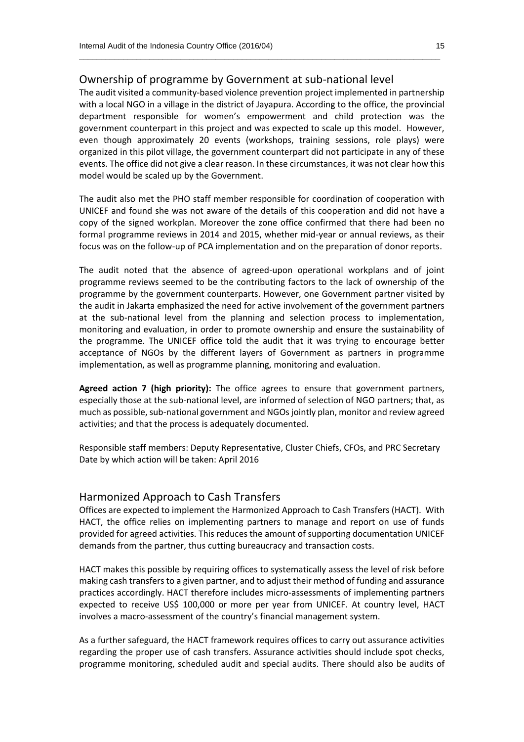## Ownership of programme by Government at sub-national level

The audit visited a community-based violence prevention project implemented in partnership with a local NGO in a village in the district of Jayapura. According to the office, the provincial department responsible for women's empowerment and child protection was the government counterpart in this project and was expected to scale up this model. However, even though approximately 20 events (workshops, training sessions, role plays) were organized in this pilot village, the government counterpart did not participate in any of these events. The office did not give a clear reason. In these circumstances, it was not clear how this model would be scaled up by the Government.

The audit also met the PHO staff member responsible for coordination of cooperation with UNICEF and found she was not aware of the details of this cooperation and did not have a copy of the signed workplan. Moreover the zone office confirmed that there had been no formal programme reviews in 2014 and 2015, whether mid-year or annual reviews, as their focus was on the follow-up of PCA implementation and on the preparation of donor reports.

The audit noted that the absence of agreed-upon operational workplans and of joint programme reviews seemed to be the contributing factors to the lack of ownership of the programme by the government counterparts. However, one Government partner visited by the audit in Jakarta emphasized the need for active involvement of the government partners at the sub-national level from the planning and selection process to implementation, monitoring and evaluation, in order to promote ownership and ensure the sustainability of the programme. The UNICEF office told the audit that it was trying to encourage better acceptance of NGOs by the different layers of Government as partners in programme implementation, as well as programme planning, monitoring and evaluation.

**Agreed action 7 (high priority):** The office agrees to ensure that government partners, especially those at the sub-national level, are informed of selection of NGO partners; that, as much as possible, sub-national government and NGOs jointly plan, monitor and review agreed activities; and that the process is adequately documented.

Responsible staff members: Deputy Representative, Cluster Chiefs, CFOs, and PRC Secretary
Date by which action will be taken: April 2016

## Harmonized Approach to Cash Transfers

Offices are expected to implement the Harmonized Approach to Cash Transfers (HACT). With HACT, the office relies on implementing partners to manage and report on use of funds provided for agreed activities. This reduces the amount of supporting documentation UNICEF demands from the partner, thus cutting bureaucracy and transaction costs.

HACT makes this possible by requiring offices to systematically assess the level of risk before making cash transfers to a given partner, and to adjust their method of funding and assurance practices accordingly. HACT therefore includes micro-assessments of implementing partners expected to receive US$ 100,000 or more per year from UNICEF. At country level, HACT involves a macro-assessment of the country's financial management system.

As a further safeguard, the HACT framework requires offices to carry out assurance activities regarding the proper use of cash transfers. Assurance activities should include spot checks, programme monitoring, scheduled audit and special audits. There should also be audits of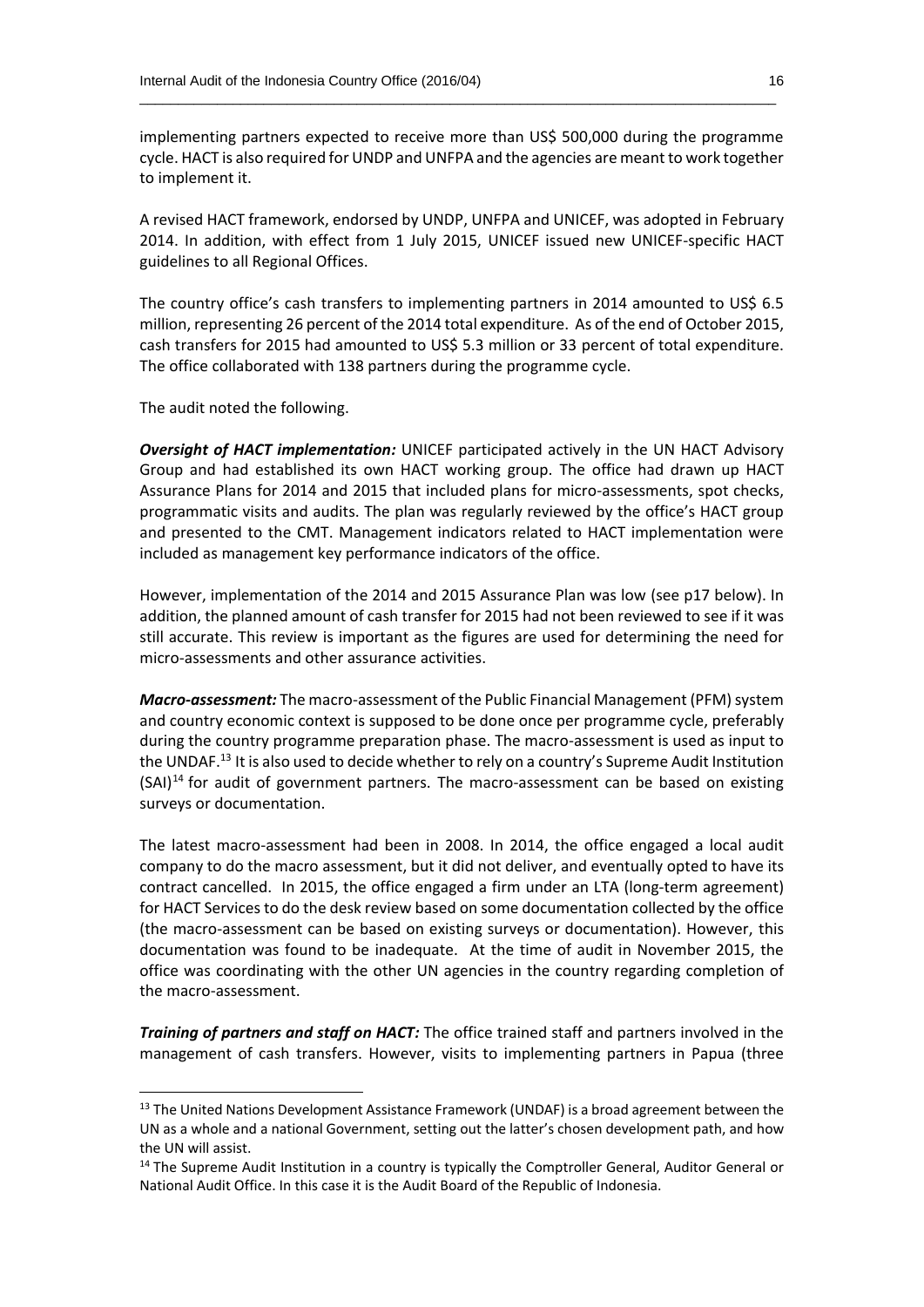implementing partners expected to receive more than US$ 500,000 during the programme cycle. HACT is also required for UNDP and UNFPA and the agencies are meant to work together to implement it.

A revised HACT framework, endorsed by UNDP, UNFPA and UNICEF, was adopted in February 2014. In addition, with effect from 1 July 2015, UNICEF issued new UNICEF-specific HACT guidelines to all Regional Offices.

The country office's cash transfers to implementing partners in 2014 amounted to US$ 6.5 million, representing 26 percent of the 2014 total expenditure. As of the end of October 2015, cash transfers for 2015 had amounted to US$ 5.3 million or 33 percent of total expenditure. The office collaborated with 138 partners during the programme cycle.

The audit noted the following.

***Oversight of HACT implementation:*** UNICEF participated actively in the UN HACT Advisory Group and had established its own HACT working group. The office had drawn up HACT Assurance Plans for 2014 and 2015 that included plans for micro-assessments, spot checks, programmatic visits and audits. The plan was regularly reviewed by the office's HACT group and presented to the CMT. Management indicators related to HACT implementation were included as management key performance indicators of the office.

However, implementation of the 2014 and 2015 Assurance Plan was low (see p17 below). In addition, the planned amount of cash transfer for 2015 had not been reviewed to see if it was still accurate. This review is important as the figures are used for determining the need for micro-assessments and other assurance activities.

***Macro-assessment:*** The macro-assessment of the Public Financial Management (PFM) system and country economic context is supposed to be done once per programme cycle, preferably during the country programme preparation phase. The macro-assessment is used as input to the UNDAF.[13] It is also used to decide whether to rely on a country's Supreme Audit Institution (SAI)[14] for audit of government partners. The macro-assessment can be based on existing surveys or documentation.

The latest macro-assessment had been in 2008. In 2014, the office engaged a local audit company to do the macro assessment, but it did not deliver, and eventually opted to have its contract cancelled. In 2015, the office engaged a firm under an LTA (long-term agreement) for HACT Services to do the desk review based on some documentation collected by the office (the macro-assessment can be based on existing surveys or documentation). However, this documentation was found to be inadequate. At the time of audit in November 2015, the office was coordinating with the other UN agencies in the country regarding completion of the macro-assessment.

***Training of partners and staff on HACT:*** The office trained staff and partners involved in the management of cash transfers. However, visits to implementing partners in Papua (three

---

[13] The United Nations Development Assistance Framework (UNDAF) is a broad agreement between the UN as a whole and a national Government, setting out the latter's chosen development path, and how the UN will assist.

[14] The Supreme Audit Institution in a country is typically the Comptroller General, Auditor General or National Audit Office. In this case it is the Audit Board of the Republic of Indonesia.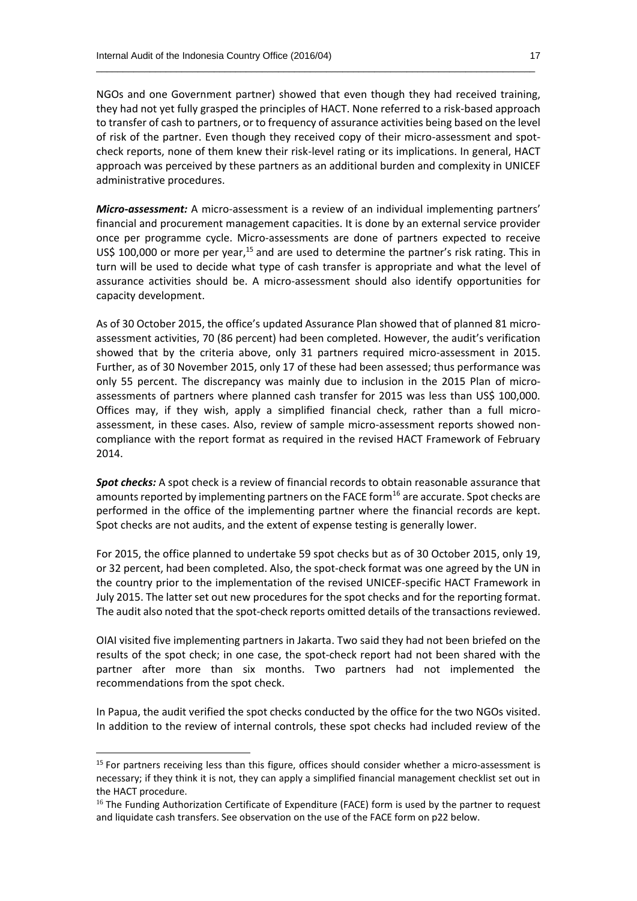NGOs and one Government partner) showed that even though they had received training, they had not yet fully grasped the principles of HACT. None referred to a risk-based approach to transfer of cash to partners, or to frequency of assurance activities being based on the level of risk of the partner. Even though they received copy of their micro-assessment and spot-check reports, none of them knew their risk-level rating or its implications. In general, HACT approach was perceived by these partners as an additional burden and complexity in UNICEF administrative procedures.

***Micro-assessment:*** A micro-assessment is a review of an individual implementing partners' financial and procurement management capacities. It is done by an external service provider once per programme cycle. Micro-assessments are done of partners expected to receive US$ 100,000 or more per year,[15] and are used to determine the partner's risk rating. This in turn will be used to decide what type of cash transfer is appropriate and what the level of assurance activities should be. A micro-assessment should also identify opportunities for capacity development.

As of 30 October 2015, the office's updated Assurance Plan showed that of planned 81 micro-assessment activities, 70 (86 percent) had been completed. However, the audit's verification showed that by the criteria above, only 31 partners required micro-assessment in 2015. Further, as of 30 November 2015, only 17 of these had been assessed; thus performance was only 55 percent. The discrepancy was mainly due to inclusion in the 2015 Plan of micro-assessments of partners where planned cash transfer for 2015 was less than US$ 100,000. Offices may, if they wish, apply a simplified financial check, rather than a full micro-assessment, in these cases. Also, review of sample micro-assessment reports showed non-compliance with the report format as required in the revised HACT Framework of February 2014.

***Spot checks:*** A spot check is a review of financial records to obtain reasonable assurance that amounts reported by implementing partners on the FACE form[16] are accurate. Spot checks are performed in the office of the implementing partner where the financial records are kept. Spot checks are not audits, and the extent of expense testing is generally lower.

For 2015, the office planned to undertake 59 spot checks but as of 30 October 2015, only 19, or 32 percent, had been completed. Also, the spot-check format was one agreed by the UN in the country prior to the implementation of the revised UNICEF-specific HACT Framework in July 2015. The latter set out new procedures for the spot checks and for the reporting format. The audit also noted that the spot-check reports omitted details of the transactions reviewed.

OIAI visited five implementing partners in Jakarta. Two said they had not been briefed on the results of the spot check; in one case, the spot-check report had not been shared with the partner after more than six months. Two partners had not implemented the recommendations from the spot check.

In Papua, the audit verified the spot checks conducted by the office for the two NGOs visited. In addition to the review of internal controls, these spot checks had included review of the

---

[15] For partners receiving less than this figure, offices should consider whether a micro-assessment is necessary; if they think it is not, they can apply a simplified financial management checklist set out in the HACT procedure.

[16] The Funding Authorization Certificate of Expenditure (FACE) form is used by the partner to request and liquidate cash transfers. See observation on the use of the FACE form on p22 below.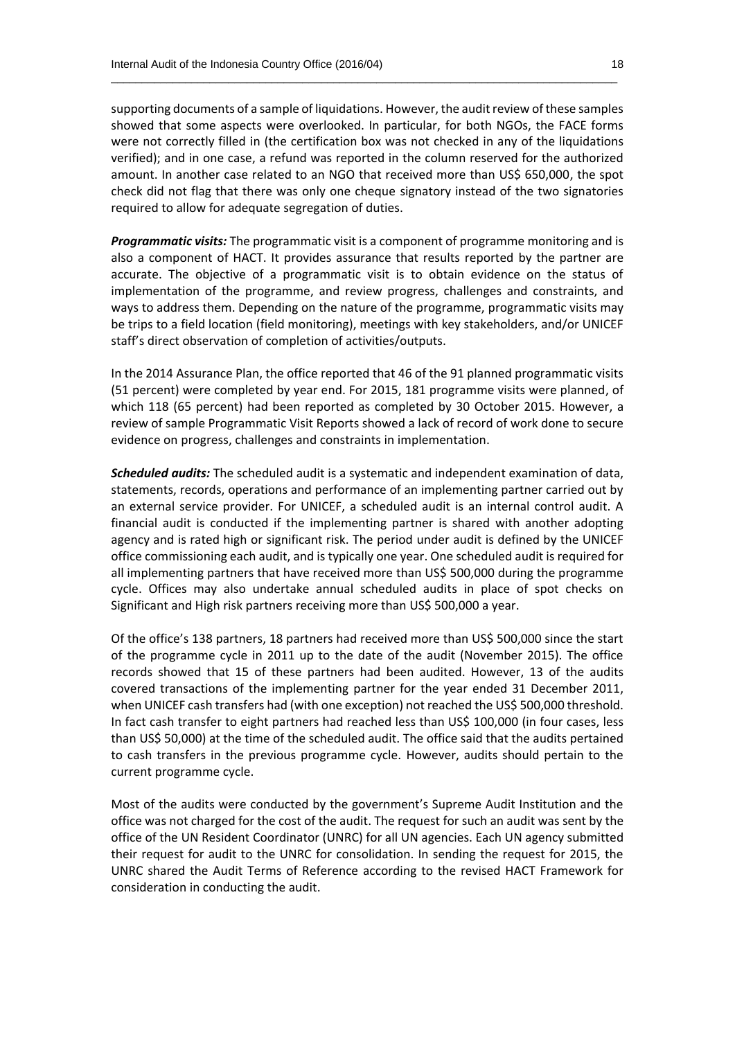supporting documents of a sample of liquidations. However, the audit review of these samples showed that some aspects were overlooked. In particular, for both NGOs, the FACE forms were not correctly filled in (the certification box was not checked in any of the liquidations verified); and in one case, a refund was reported in the column reserved for the authorized amount. In another case related to an NGO that received more than US$ 650,000, the spot check did not flag that there was only one cheque signatory instead of the two signatories required to allow for adequate segregation of duties.

***Programmatic visits:*** The programmatic visit is a component of programme monitoring and is also a component of HACT. It provides assurance that results reported by the partner are accurate. The objective of a programmatic visit is to obtain evidence on the status of implementation of the programme, and review progress, challenges and constraints, and ways to address them. Depending on the nature of the programme, programmatic visits may be trips to a field location (field monitoring), meetings with key stakeholders, and/or UNICEF staff's direct observation of completion of activities/outputs.

In the 2014 Assurance Plan, the office reported that 46 of the 91 planned programmatic visits (51 percent) were completed by year end. For 2015, 181 programme visits were planned, of which 118 (65 percent) had been reported as completed by 30 October 2015. However, a review of sample Programmatic Visit Reports showed a lack of record of work done to secure evidence on progress, challenges and constraints in implementation.

***Scheduled audits:*** The scheduled audit is a systematic and independent examination of data, statements, records, operations and performance of an implementing partner carried out by an external service provider. For UNICEF, a scheduled audit is an internal control audit. A financial audit is conducted if the implementing partner is shared with another adopting agency and is rated high or significant risk. The period under audit is defined by the UNICEF office commissioning each audit, and is typically one year. One scheduled audit is required for all implementing partners that have received more than US$ 500,000 during the programme cycle. Offices may also undertake annual scheduled audits in place of spot checks on Significant and High risk partners receiving more than US$ 500,000 a year.

Of the office's 138 partners, 18 partners had received more than US$ 500,000 since the start of the programme cycle in 2011 up to the date of the audit (November 2015). The office records showed that 15 of these partners had been audited. However, 13 of the audits covered transactions of the implementing partner for the year ended 31 December 2011, when UNICEF cash transfers had (with one exception) not reached the US$ 500,000 threshold. In fact cash transfer to eight partners had reached less than US$ 100,000 (in four cases, less than US$ 50,000) at the time of the scheduled audit. The office said that the audits pertained to cash transfers in the previous programme cycle. However, audits should pertain to the current programme cycle.

Most of the audits were conducted by the government's Supreme Audit Institution and the office was not charged for the cost of the audit. The request for such an audit was sent by the office of the UN Resident Coordinator (UNRC) for all UN agencies. Each UN agency submitted their request for audit to the UNRC for consolidation. In sending the request for 2015, the UNRC shared the Audit Terms of Reference according to the revised HACT Framework for consideration in conducting the audit.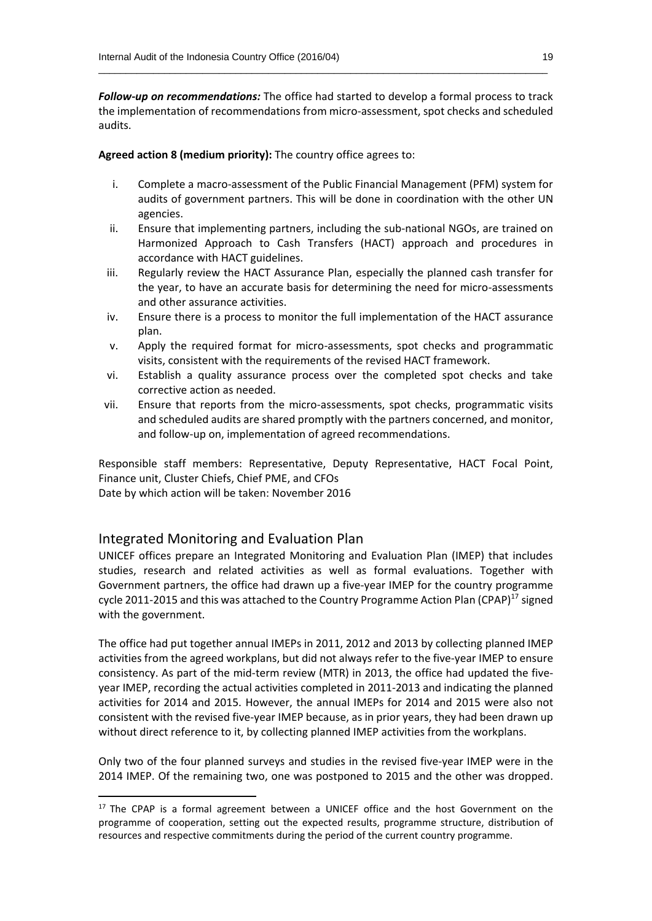***Follow-up on recommendations:*** The office had started to develop a formal process to track the implementation of recommendations from micro-assessment, spot checks and scheduled audits.

**Agreed action 8 (medium priority):** The country office agrees to:

i. Complete a macro-assessment of the Public Financial Management (PFM) system for audits of government partners. This will be done in coordination with the other UN agencies.
ii. Ensure that implementing partners, including the sub-national NGOs, are trained on Harmonized Approach to Cash Transfers (HACT) approach and procedures in accordance with HACT guidelines.
iii. Regularly review the HACT Assurance Plan, especially the planned cash transfer for the year, to have an accurate basis for determining the need for micro-assessments and other assurance activities.
iv. Ensure there is a process to monitor the full implementation of the HACT assurance plan.
v. Apply the required format for micro-assessments, spot checks and programmatic visits, consistent with the requirements of the revised HACT framework.
vi. Establish a quality assurance process over the completed spot checks and take corrective action as needed.
vii. Ensure that reports from the micro-assessments, spot checks, programmatic visits and scheduled audits are shared promptly with the partners concerned, and monitor, and follow-up on, implementation of agreed recommendations.

Responsible staff members: Representative, Deputy Representative, HACT Focal Point, Finance unit, Cluster Chiefs, Chief PME, and CFOs
Date by which action will be taken: November 2016

## Integrated Monitoring and Evaluation Plan

UNICEF offices prepare an Integrated Monitoring and Evaluation Plan (IMEP) that includes studies, research and related activities as well as formal evaluations. Together with Government partners, the office had drawn up a five-year IMEP for the country programme cycle 2011-2015 and this was attached to the Country Programme Action Plan (CPAP)[17] signed with the government.

The office had put together annual IMEPs in 2011, 2012 and 2013 by collecting planned IMEP activities from the agreed workplans, but did not always refer to the five-year IMEP to ensure consistency. As part of the mid-term review (MTR) in 2013, the office had updated the five-year IMEP, recording the actual activities completed in 2011-2013 and indicating the planned activities for 2014 and 2015. However, the annual IMEPs for 2014 and 2015 were also not consistent with the revised five-year IMEP because, as in prior years, they had been drawn up without direct reference to it, by collecting planned IMEP activities from the workplans.

Only two of the four planned surveys and studies in the revised five-year IMEP were in the 2014 IMEP. Of the remaining two, one was postponed to 2015 and the other was dropped.

[17] The CPAP is a formal agreement between a UNICEF office and the host Government on the programme of cooperation, setting out the expected results, programme structure, distribution of resources and respective commitments during the period of the current country programme.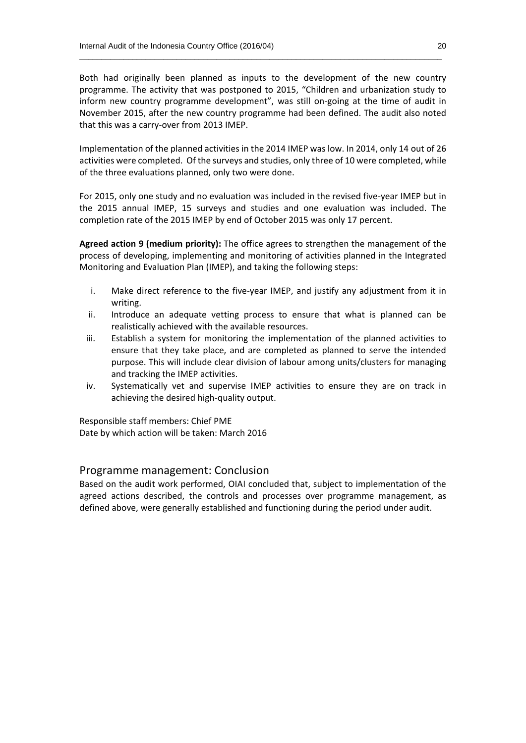Both had originally been planned as inputs to the development of the new country programme. The activity that was postponed to 2015, "Children and urbanization study to inform new country programme development", was still on-going at the time of audit in November 2015, after the new country programme had been defined. The audit also noted that this was a carry-over from 2013 IMEP.

Implementation of the planned activities in the 2014 IMEP was low. In 2014, only 14 out of 26 activities were completed. Of the surveys and studies, only three of 10 were completed, while of the three evaluations planned, only two were done.

For 2015, only one study and no evaluation was included in the revised five-year IMEP but in the 2015 annual IMEP, 15 surveys and studies and one evaluation was included. The completion rate of the 2015 IMEP by end of October 2015 was only 17 percent.

**Agreed action 9 (medium priority):** The office agrees to strengthen the management of the process of developing, implementing and monitoring of activities planned in the Integrated Monitoring and Evaluation Plan (IMEP), and taking the following steps:

i. Make direct reference to the five-year IMEP, and justify any adjustment from it in writing.
ii. Introduce an adequate vetting process to ensure that what is planned can be realistically achieved with the available resources.
iii. Establish a system for monitoring the implementation of the planned activities to ensure that they take place, and are completed as planned to serve the intended purpose. This will include clear division of labour among units/clusters for managing and tracking the IMEP activities.
iv. Systematically vet and supervise IMEP activities to ensure they are on track in achieving the desired high-quality output.

Responsible staff members: Chief PME
Date by which action will be taken: March 2016

## Programme management: Conclusion

Based on the audit work performed, OIAI concluded that, subject to implementation of the agreed actions described, the controls and processes over programme management, as defined above, were generally established and functioning during the period under audit.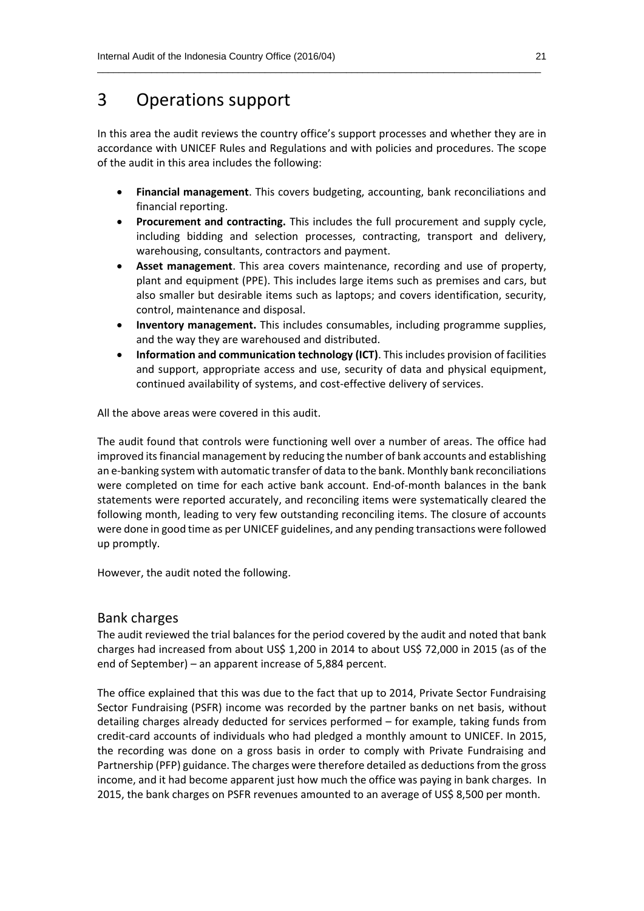# 3 Operations support

In this area the audit reviews the country office's support processes and whether they are in accordance with UNICEF Rules and Regulations and with policies and procedures. The scope of the audit in this area includes the following:

- **Financial management**. This covers budgeting, accounting, bank reconciliations and financial reporting.
- **Procurement and contracting.** This includes the full procurement and supply cycle, including bidding and selection processes, contracting, transport and delivery, warehousing, consultants, contractors and payment.
- **Asset management**. This area covers maintenance, recording and use of property, plant and equipment (PPE). This includes large items such as premises and cars, but also smaller but desirable items such as laptops; and covers identification, security, control, maintenance and disposal.
- **Inventory management.** This includes consumables, including programme supplies, and the way they are warehoused and distributed.
- **Information and communication technology (ICT)**. This includes provision of facilities and support, appropriate access and use, security of data and physical equipment, continued availability of systems, and cost-effective delivery of services.

All the above areas were covered in this audit.

The audit found that controls were functioning well over a number of areas. The office had improved its financial management by reducing the number of bank accounts and establishing an e-banking system with automatic transfer of data to the bank. Monthly bank reconciliations were completed on time for each active bank account. End-of-month balances in the bank statements were reported accurately, and reconciling items were systematically cleared the following month, leading to very few outstanding reconciling items. The closure of accounts were done in good time as per UNICEF guidelines, and any pending transactions were followed up promptly.

However, the audit noted the following.

## Bank charges

The audit reviewed the trial balances for the period covered by the audit and noted that bank charges had increased from about US$ 1,200 in 2014 to about US$ 72,000 in 2015 (as of the end of September) – an apparent increase of 5,884 percent.

The office explained that this was due to the fact that up to 2014, Private Sector Fundraising Sector Fundraising (PSFR) income was recorded by the partner banks on net basis, without detailing charges already deducted for services performed – for example, taking funds from credit-card accounts of individuals who had pledged a monthly amount to UNICEF. In 2015, the recording was done on a gross basis in order to comply with Private Fundraising and Partnership (PFP) guidance. The charges were therefore detailed as deductions from the gross income, and it had become apparent just how much the office was paying in bank charges. In 2015, the bank charges on PSFR revenues amounted to an average of US$ 8,500 per month.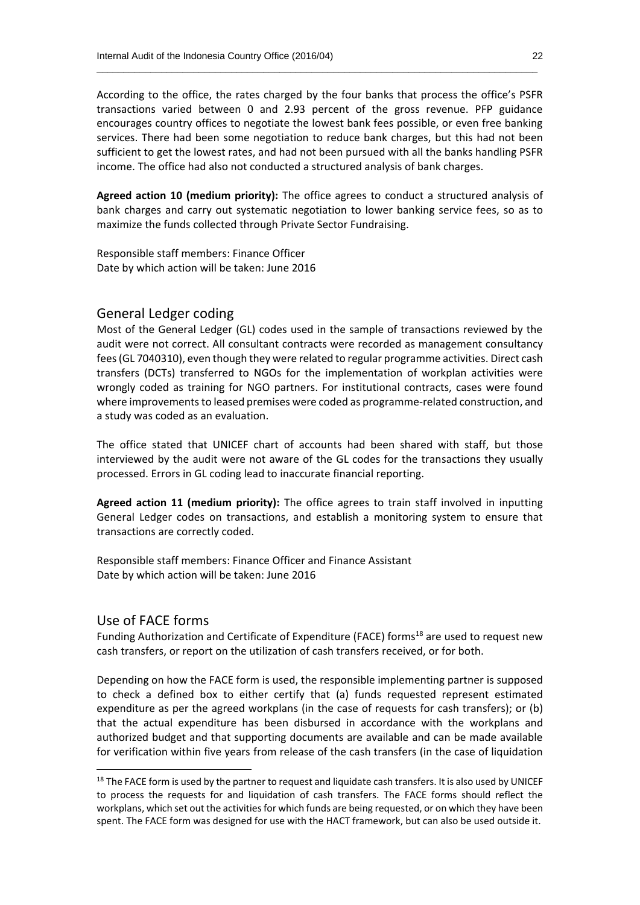According to the office, the rates charged by the four banks that process the office's PSFR transactions varied between 0 and 2.93 percent of the gross revenue. PFP guidance encourages country offices to negotiate the lowest bank fees possible, or even free banking services. There had been some negotiation to reduce bank charges, but this had not been sufficient to get the lowest rates, and had not been pursued with all the banks handling PSFR income. The office had also not conducted a structured analysis of bank charges.

**Agreed action 10 (medium priority):** The office agrees to conduct a structured analysis of bank charges and carry out systematic negotiation to lower banking service fees, so as to maximize the funds collected through Private Sector Fundraising.

Responsible staff members: Finance Officer
Date by which action will be taken: June 2016

## General Ledger coding

Most of the General Ledger (GL) codes used in the sample of transactions reviewed by the audit were not correct. All consultant contracts were recorded as management consultancy fees (GL 7040310), even though they were related to regular programme activities. Direct cash transfers (DCTs) transferred to NGOs for the implementation of workplan activities were wrongly coded as training for NGO partners. For institutional contracts, cases were found where improvements to leased premises were coded as programme-related construction, and a study was coded as an evaluation.

The office stated that UNICEF chart of accounts had been shared with staff, but those interviewed by the audit were not aware of the GL codes for the transactions they usually processed. Errors in GL coding lead to inaccurate financial reporting.

**Agreed action 11 (medium priority):** The office agrees to train staff involved in inputting General Ledger codes on transactions, and establish a monitoring system to ensure that transactions are correctly coded.

Responsible staff members: Finance Officer and Finance Assistant
Date by which action will be taken: June 2016

## Use of FACE forms

Funding Authorization and Certificate of Expenditure (FACE) forms[18] are used to request new cash transfers, or report on the utilization of cash transfers received, or for both.

Depending on how the FACE form is used, the responsible implementing partner is supposed to check a defined box to either certify that (a) funds requested represent estimated expenditure as per the agreed workplans (in the case of requests for cash transfers); or (b) that the actual expenditure has been disbursed in accordance with the workplans and authorized budget and that supporting documents are available and can be made available for verification within five years from release of the cash transfers (in the case of liquidation

[18] The FACE form is used by the partner to request and liquidate cash transfers. It is also used by UNICEF to process the requests for and liquidation of cash transfers. The FACE forms should reflect the workplans, which set out the activities for which funds are being requested, or on which they have been spent. The FACE form was designed for use with the HACT framework, but can also be used outside it.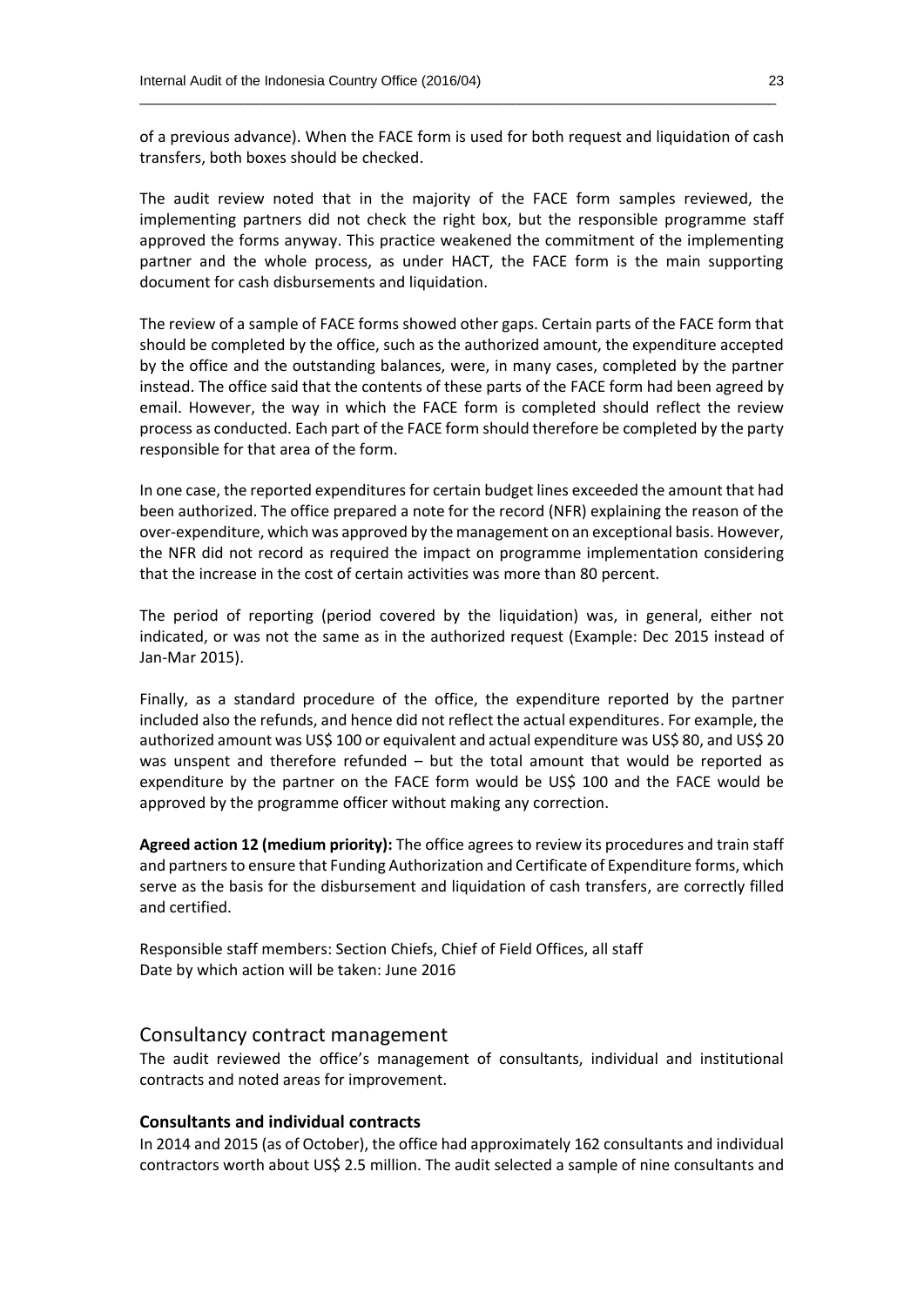of a previous advance). When the FACE form is used for both request and liquidation of cash transfers, both boxes should be checked.

The audit review noted that in the majority of the FACE form samples reviewed, the implementing partners did not check the right box, but the responsible programme staff approved the forms anyway. This practice weakened the commitment of the implementing partner and the whole process, as under HACT, the FACE form is the main supporting document for cash disbursements and liquidation.

The review of a sample of FACE forms showed other gaps. Certain parts of the FACE form that should be completed by the office, such as the authorized amount, the expenditure accepted by the office and the outstanding balances, were, in many cases, completed by the partner instead. The office said that the contents of these parts of the FACE form had been agreed by email. However, the way in which the FACE form is completed should reflect the review process as conducted. Each part of the FACE form should therefore be completed by the party responsible for that area of the form.

In one case, the reported expenditures for certain budget lines exceeded the amount that had been authorized. The office prepared a note for the record (NFR) explaining the reason of the over-expenditure, which was approved by the management on an exceptional basis. However, the NFR did not record as required the impact on programme implementation considering that the increase in the cost of certain activities was more than 80 percent.

The period of reporting (period covered by the liquidation) was, in general, either not indicated, or was not the same as in the authorized request (Example: Dec 2015 instead of Jan-Mar 2015).

Finally, as a standard procedure of the office, the expenditure reported by the partner included also the refunds, and hence did not reflect the actual expenditures. For example, the authorized amount was US$ 100 or equivalent and actual expenditure was US$ 80, and US$ 20 was unspent and therefore refunded – but the total amount that would be reported as expenditure by the partner on the FACE form would be US$ 100 and the FACE would be approved by the programme officer without making any correction.

**Agreed action 12 (medium priority):** The office agrees to review its procedures and train staff and partners to ensure that Funding Authorization and Certificate of Expenditure forms, which serve as the basis for the disbursement and liquidation of cash transfers, are correctly filled and certified.

Responsible staff members: Section Chiefs, Chief of Field Offices, all staff
Date by which action will be taken: June 2016

## Consultancy contract management

The audit reviewed the office's management of consultants, individual and institutional contracts and noted areas for improvement.

### Consultants and individual contracts

In 2014 and 2015 (as of October), the office had approximately 162 consultants and individual contractors worth about US$ 2.5 million. The audit selected a sample of nine consultants and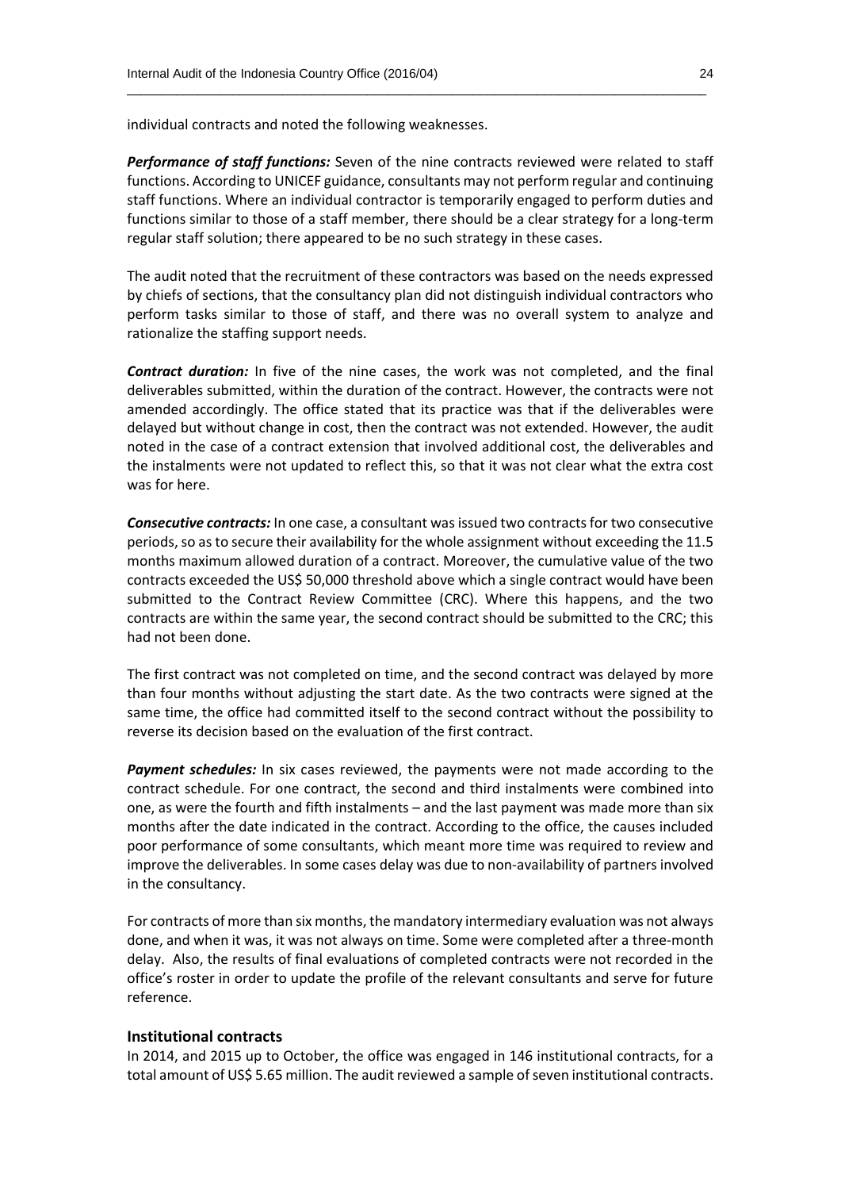individual contracts and noted the following weaknesses.

***Performance of staff functions:*** Seven of the nine contracts reviewed were related to staff functions. According to UNICEF guidance, consultants may not perform regular and continuing staff functions. Where an individual contractor is temporarily engaged to perform duties and functions similar to those of a staff member, there should be a clear strategy for a long-term regular staff solution; there appeared to be no such strategy in these cases.

The audit noted that the recruitment of these contractors was based on the needs expressed by chiefs of sections, that the consultancy plan did not distinguish individual contractors who perform tasks similar to those of staff, and there was no overall system to analyze and rationalize the staffing support needs.

***Contract duration:*** In five of the nine cases, the work was not completed, and the final deliverables submitted, within the duration of the contract. However, the contracts were not amended accordingly. The office stated that its practice was that if the deliverables were delayed but without change in cost, then the contract was not extended. However, the audit noted in the case of a contract extension that involved additional cost, the deliverables and the instalments were not updated to reflect this, so that it was not clear what the extra cost was for here.

***Consecutive contracts:*** In one case, a consultant was issued two contracts for two consecutive periods, so as to secure their availability for the whole assignment without exceeding the 11.5 months maximum allowed duration of a contract. Moreover, the cumulative value of the two contracts exceeded the US$ 50,000 threshold above which a single contract would have been submitted to the Contract Review Committee (CRC). Where this happens, and the two contracts are within the same year, the second contract should be submitted to the CRC; this had not been done.

The first contract was not completed on time, and the second contract was delayed by more than four months without adjusting the start date. As the two contracts were signed at the same time, the office had committed itself to the second contract without the possibility to reverse its decision based on the evaluation of the first contract.

***Payment schedules:*** In six cases reviewed, the payments were not made according to the contract schedule. For one contract, the second and third instalments were combined into one, as were the fourth and fifth instalments – and the last payment was made more than six months after the date indicated in the contract. According to the office, the causes included poor performance of some consultants, which meant more time was required to review and improve the deliverables. In some cases delay was due to non-availability of partners involved in the consultancy.

For contracts of more than six months, the mandatory intermediary evaluation was not always done, and when it was, it was not always on time. Some were completed after a three-month delay. Also, the results of final evaluations of completed contracts were not recorded in the office's roster in order to update the profile of the relevant consultants and serve for future reference.

### Institutional contracts

In 2014, and 2015 up to October, the office was engaged in 146 institutional contracts, for a total amount of US$ 5.65 million. The audit reviewed a sample of seven institutional contracts.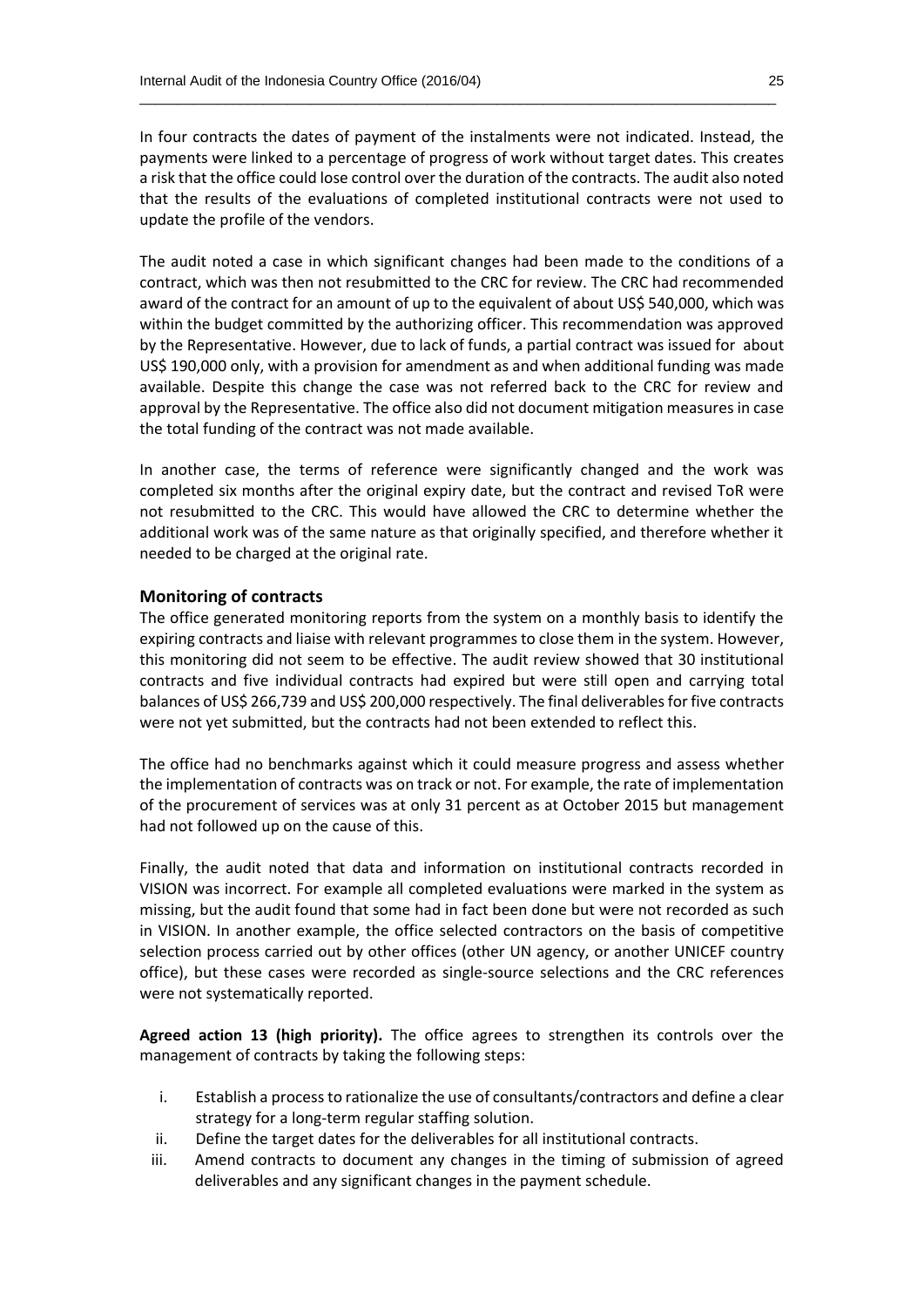In four contracts the dates of payment of the instalments were not indicated. Instead, the payments were linked to a percentage of progress of work without target dates. This creates a risk that the office could lose control over the duration of the contracts. The audit also noted that the results of the evaluations of completed institutional contracts were not used to update the profile of the vendors.

The audit noted a case in which significant changes had been made to the conditions of a contract, which was then not resubmitted to the CRC for review. The CRC had recommended award of the contract for an amount of up to the equivalent of about US$ 540,000, which was within the budget committed by the authorizing officer. This recommendation was approved by the Representative. However, due to lack of funds, a partial contract was issued for about US$ 190,000 only, with a provision for amendment as and when additional funding was made available. Despite this change the case was not referred back to the CRC for review and approval by the Representative. The office also did not document mitigation measures in case the total funding of the contract was not made available.

In another case, the terms of reference were significantly changed and the work was completed six months after the original expiry date, but the contract and revised ToR were not resubmitted to the CRC. This would have allowed the CRC to determine whether the additional work was of the same nature as that originally specified, and therefore whether it needed to be charged at the original rate.

### Monitoring of contracts

The office generated monitoring reports from the system on a monthly basis to identify the expiring contracts and liaise with relevant programmes to close them in the system. However, this monitoring did not seem to be effective. The audit review showed that 30 institutional contracts and five individual contracts had expired but were still open and carrying total balances of US$ 266,739 and US$ 200,000 respectively. The final deliverables for five contracts were not yet submitted, but the contracts had not been extended to reflect this.

The office had no benchmarks against which it could measure progress and assess whether the implementation of contracts was on track or not. For example, the rate of implementation of the procurement of services was at only 31 percent as at October 2015 but management had not followed up on the cause of this.

Finally, the audit noted that data and information on institutional contracts recorded in VISION was incorrect. For example all completed evaluations were marked in the system as missing, but the audit found that some had in fact been done but were not recorded as such in VISION. In another example, the office selected contractors on the basis of competitive selection process carried out by other offices (other UN agency, or another UNICEF country office), but these cases were recorded as single-source selections and the CRC references were not systematically reported.

**Agreed action 13 (high priority).** The office agrees to strengthen its controls over the management of contracts by taking the following steps:

i. Establish a process to rationalize the use of consultants/contractors and define a clear strategy for a long-term regular staffing solution.
ii. Define the target dates for the deliverables for all institutional contracts.
iii. Amend contracts to document any changes in the timing of submission of agreed deliverables and any significant changes in the payment schedule.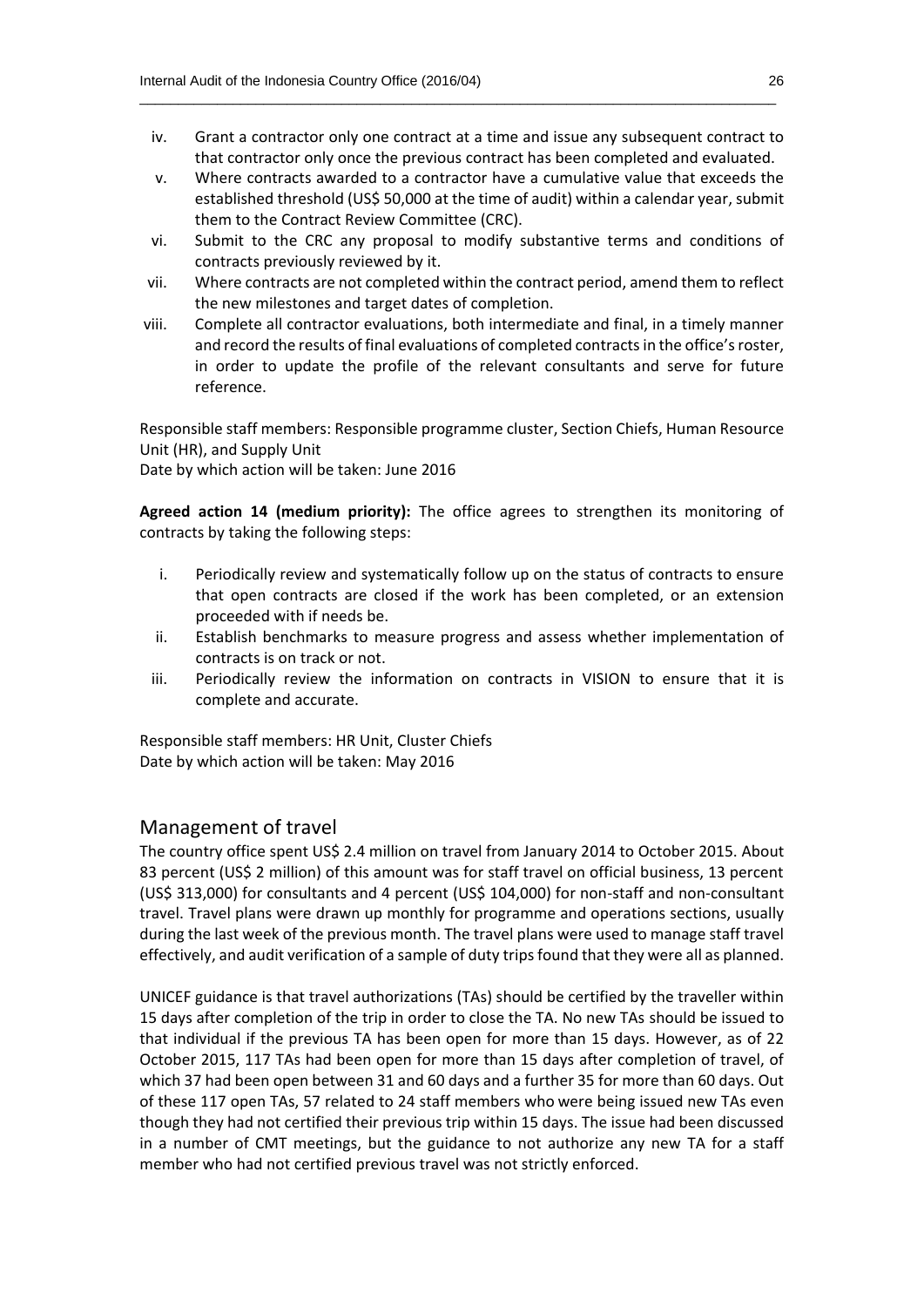iv. Grant a contractor only one contract at a time and issue any subsequent contract to that contractor only once the previous contract has been completed and evaluated.
v. Where contracts awarded to a contractor have a cumulative value that exceeds the established threshold (US$ 50,000 at the time of audit) within a calendar year, submit them to the Contract Review Committee (CRC).
vi. Submit to the CRC any proposal to modify substantive terms and conditions of contracts previously reviewed by it.
vii. Where contracts are not completed within the contract period, amend them to reflect the new milestones and target dates of completion.
viii. Complete all contractor evaluations, both intermediate and final, in a timely manner and record the results of final evaluations of completed contracts in the office's roster, in order to update the profile of the relevant consultants and serve for future reference.

Responsible staff members: Responsible programme cluster, Section Chiefs, Human Resource Unit (HR), and Supply Unit
Date by which action will be taken: June 2016

**Agreed action 14 (medium priority):** The office agrees to strengthen its monitoring of contracts by taking the following steps:

i. Periodically review and systematically follow up on the status of contracts to ensure that open contracts are closed if the work has been completed, or an extension proceeded with if needs be.
ii. Establish benchmarks to measure progress and assess whether implementation of contracts is on track or not.
iii. Periodically review the information on contracts in VISION to ensure that it is complete and accurate.

Responsible staff members: HR Unit, Cluster Chiefs
Date by which action will be taken: May 2016

## Management of travel

The country office spent US$ 2.4 million on travel from January 2014 to October 2015. About 83 percent (US$ 2 million) of this amount was for staff travel on official business, 13 percent (US$ 313,000) for consultants and 4 percent (US$ 104,000) for non-staff and non-consultant travel. Travel plans were drawn up monthly for programme and operations sections, usually during the last week of the previous month. The travel plans were used to manage staff travel effectively, and audit verification of a sample of duty trips found that they were all as planned.

UNICEF guidance is that travel authorizations (TAs) should be certified by the traveller within 15 days after completion of the trip in order to close the TA. No new TAs should be issued to that individual if the previous TA has been open for more than 15 days. However, as of 22 October 2015, 117 TAs had been open for more than 15 days after completion of travel, of which 37 had been open between 31 and 60 days and a further 35 for more than 60 days. Out of these 117 open TAs, 57 related to 24 staff members who were being issued new TAs even though they had not certified their previous trip within 15 days. The issue had been discussed in a number of CMT meetings, but the guidance to not authorize any new TA for a staff member who had not certified previous travel was not strictly enforced.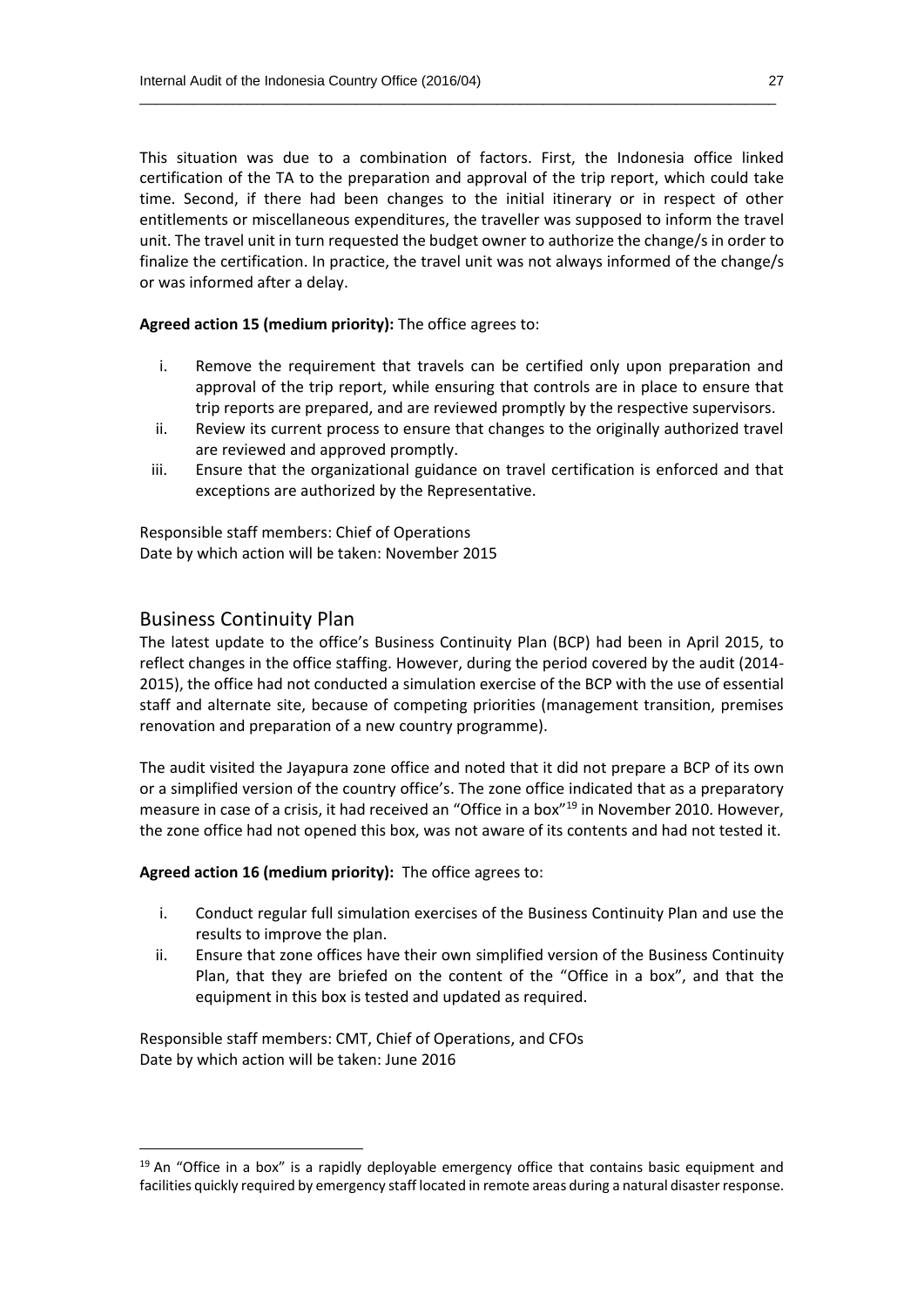This situation was due to a combination of factors. First, the Indonesia office linked certification of the TA to the preparation and approval of the trip report, which could take time. Second, if there had been changes to the initial itinerary or in respect of other entitlements or miscellaneous expenditures, the traveller was supposed to inform the travel unit. The travel unit in turn requested the budget owner to authorize the change/s in order to finalize the certification. In practice, the travel unit was not always informed of the change/s or was informed after a delay.

**Agreed action 15 (medium priority):** The office agrees to:

i. Remove the requirement that travels can be certified only upon preparation and approval of the trip report, while ensuring that controls are in place to ensure that trip reports are prepared, and are reviewed promptly by the respective supervisors.
ii. Review its current process to ensure that changes to the originally authorized travel are reviewed and approved promptly.
iii. Ensure that the organizational guidance on travel certification is enforced and that exceptions are authorized by the Representative.

Responsible staff members: Chief of Operations
Date by which action will be taken: November 2015

## Business Continuity Plan

The latest update to the office's Business Continuity Plan (BCP) had been in April 2015, to reflect changes in the office staffing. However, during the period covered by the audit (2014-2015), the office had not conducted a simulation exercise of the BCP with the use of essential staff and alternate site, because of competing priorities (management transition, premises renovation and preparation of a new country programme).

The audit visited the Jayapura zone office and noted that it did not prepare a BCP of its own or a simplified version of the country office's. The zone office indicated that as a preparatory measure in case of a crisis, it had received an "Office in a box"[19] in November 2010. However, the zone office had not opened this box, was not aware of its contents and had not tested it.

**Agreed action 16 (medium priority):** The office agrees to:

i. Conduct regular full simulation exercises of the Business Continuity Plan and use the results to improve the plan.
ii. Ensure that zone offices have their own simplified version of the Business Continuity Plan, that they are briefed on the content of the "Office in a box", and that the equipment in this box is tested and updated as required.

Responsible staff members: CMT, Chief of Operations, and CFOs
Date by which action will be taken: June 2016

---

[19] An "Office in a box" is a rapidly deployable emergency office that contains basic equipment and facilities quickly required by emergency staff located in remote areas during a natural disaster response.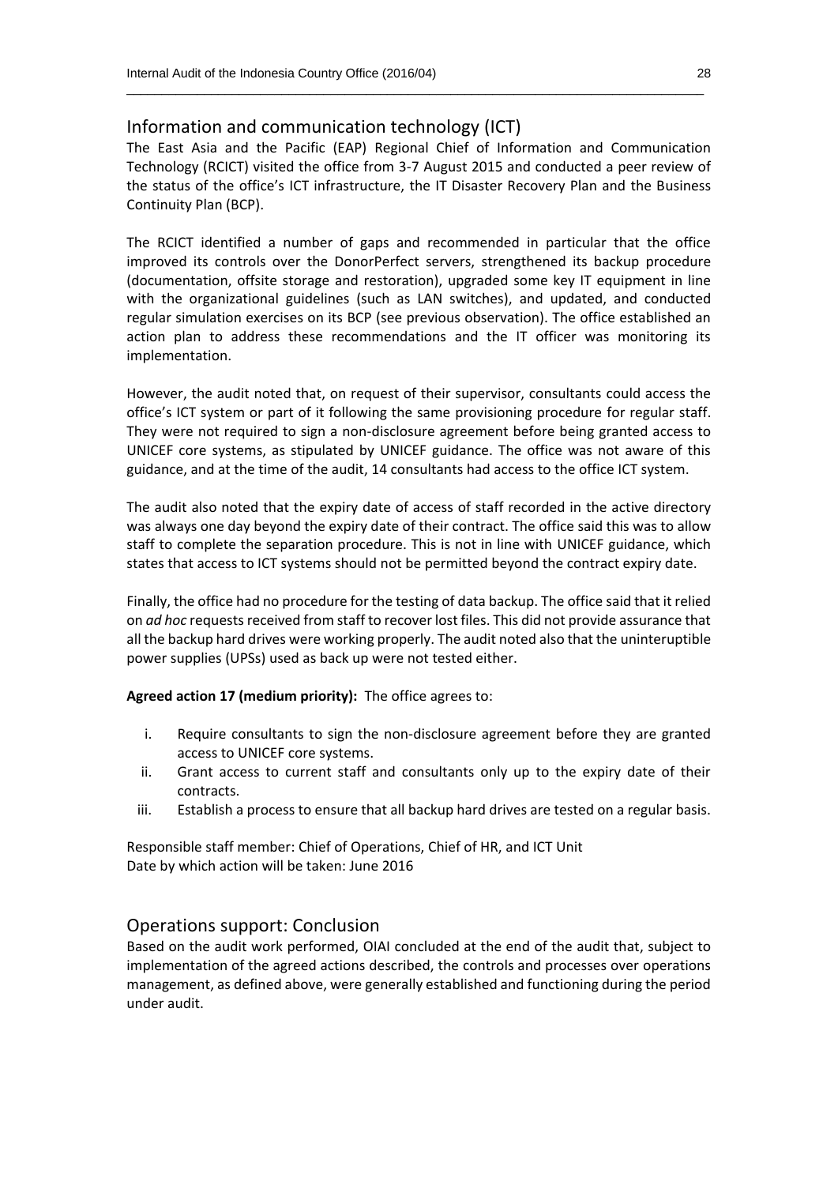## Information and communication technology (ICT)

The East Asia and the Pacific (EAP) Regional Chief of Information and Communication Technology (RCICT) visited the office from 3-7 August 2015 and conducted a peer review of the status of the office's ICT infrastructure, the IT Disaster Recovery Plan and the Business Continuity Plan (BCP).

The RCICT identified a number of gaps and recommended in particular that the office improved its controls over the DonorPerfect servers, strengthened its backup procedure (documentation, offsite storage and restoration), upgraded some key IT equipment in line with the organizational guidelines (such as LAN switches), and updated, and conducted regular simulation exercises on its BCP (see previous observation). The office established an action plan to address these recommendations and the IT officer was monitoring its implementation.

However, the audit noted that, on request of their supervisor, consultants could access the office's ICT system or part of it following the same provisioning procedure for regular staff. They were not required to sign a non-disclosure agreement before being granted access to UNICEF core systems, as stipulated by UNICEF guidance. The office was not aware of this guidance, and at the time of the audit, 14 consultants had access to the office ICT system.

The audit also noted that the expiry date of access of staff recorded in the active directory was always one day beyond the expiry date of their contract. The office said this was to allow staff to complete the separation procedure. This is not in line with UNICEF guidance, which states that access to ICT systems should not be permitted beyond the contract expiry date.

Finally, the office had no procedure for the testing of data backup. The office said that it relied on *ad hoc* requests received from staff to recover lost files. This did not provide assurance that all the backup hard drives were working properly. The audit noted also that the uninteruptible power supplies (UPSs) used as back up were not tested either.

**Agreed action 17 (medium priority):** The office agrees to:

i. Require consultants to sign the non-disclosure agreement before they are granted access to UNICEF core systems.
ii. Grant access to current staff and consultants only up to the expiry date of their contracts.
iii. Establish a process to ensure that all backup hard drives are tested on a regular basis.

Responsible staff member: Chief of Operations, Chief of HR, and ICT Unit
Date by which action will be taken: June 2016

## Operations support: Conclusion

Based on the audit work performed, OIAI concluded at the end of the audit that, subject to implementation of the agreed actions described, the controls and processes over operations management, as defined above, were generally established and functioning during the period under audit.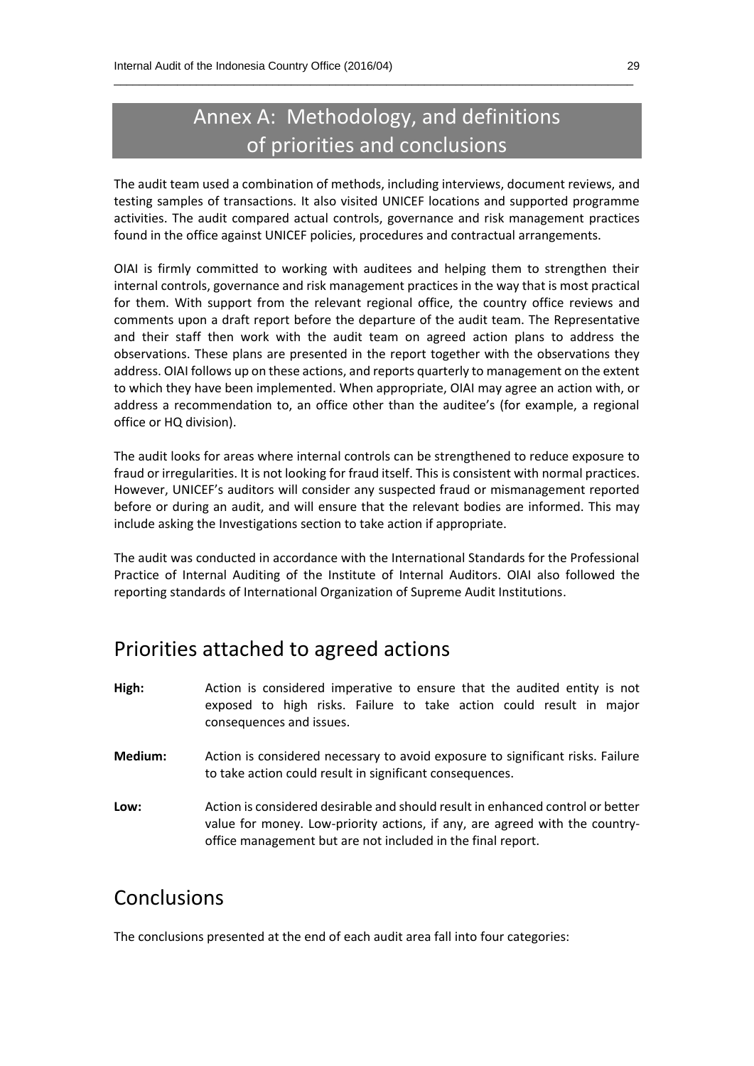# Annex A: Methodology, and definitions of priorities and conclusions

The audit team used a combination of methods, including interviews, document reviews, and testing samples of transactions. It also visited UNICEF locations and supported programme activities. The audit compared actual controls, governance and risk management practices found in the office against UNICEF policies, procedures and contractual arrangements.

OIAI is firmly committed to working with auditees and helping them to strengthen their internal controls, governance and risk management practices in the way that is most practical for them. With support from the relevant regional office, the country office reviews and comments upon a draft report before the departure of the audit team. The Representative and their staff then work with the audit team on agreed action plans to address the observations. These plans are presented in the report together with the observations they address. OIAI follows up on these actions, and reports quarterly to management on the extent to which they have been implemented. When appropriate, OIAI may agree an action with, or address a recommendation to, an office other than the auditee's (for example, a regional office or HQ division).

The audit looks for areas where internal controls can be strengthened to reduce exposure to fraud or irregularities. It is not looking for fraud itself. This is consistent with normal practices. However, UNICEF's auditors will consider any suspected fraud or mismanagement reported before or during an audit, and will ensure that the relevant bodies are informed. This may include asking the Investigations section to take action if appropriate.

The audit was conducted in accordance with the International Standards for the Professional Practice of Internal Auditing of the Institute of Internal Auditors. OIAI also followed the reporting standards of International Organization of Supreme Audit Institutions.

## Priorities attached to agreed actions

**High:** Action is considered imperative to ensure that the audited entity is not exposed to high risks. Failure to take action could result in major consequences and issues.

**Medium:** Action is considered necessary to avoid exposure to significant risks. Failure to take action could result in significant consequences.

**Low:** Action is considered desirable and should result in enhanced control or better value for money. Low-priority actions, if any, are agreed with the country-office management but are not included in the final report.

## Conclusions

The conclusions presented at the end of each audit area fall into four categories: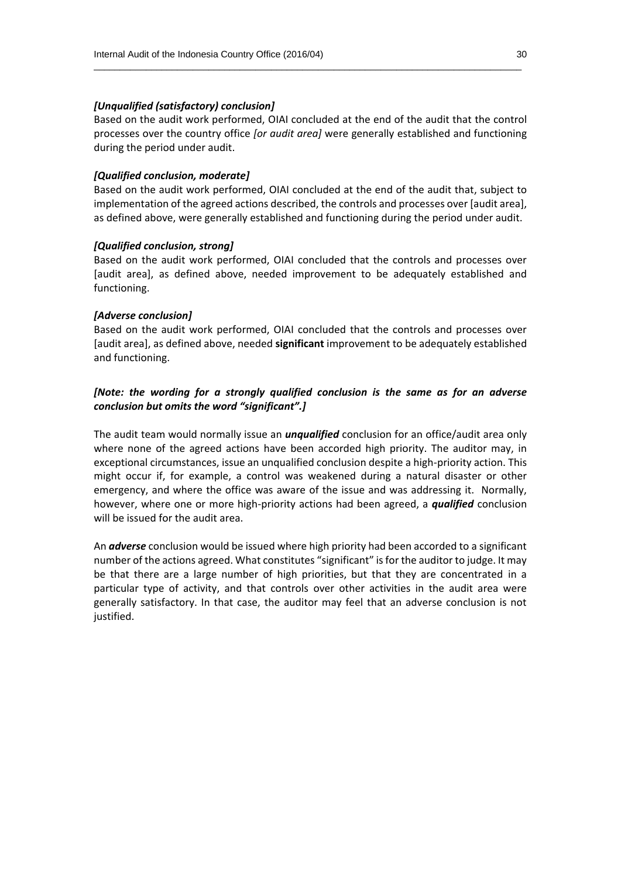***[Unqualified (satisfactory) conclusion]***

Based on the audit work performed, OIAI concluded at the end of the audit that the control processes over the country office *[or audit area]* were generally established and functioning during the period under audit.

***[Qualified conclusion, moderate]***

Based on the audit work performed, OIAI concluded at the end of the audit that, subject to implementation of the agreed actions described, the controls and processes over [audit area], as defined above, were generally established and functioning during the period under audit.

***[Qualified conclusion, strong]***

Based on the audit work performed, OIAI concluded that the controls and processes over [audit area], as defined above, needed improvement to be adequately established and functioning.

***[Adverse conclusion]***

Based on the audit work performed, OIAI concluded that the controls and processes over [audit area], as defined above, needed **significant** improvement to be adequately established and functioning.

***[Note: the wording for a strongly qualified conclusion is the same as for an adverse conclusion but omits the word "significant".]***

The audit team would normally issue an ***unqualified*** conclusion for an office/audit area only where none of the agreed actions have been accorded high priority. The auditor may, in exceptional circumstances, issue an unqualified conclusion despite a high-priority action. This might occur if, for example, a control was weakened during a natural disaster or other emergency, and where the office was aware of the issue and was addressing it. Normally, however, where one or more high-priority actions had been agreed, a ***qualified*** conclusion will be issued for the audit area.

An ***adverse*** conclusion would be issued where high priority had been accorded to a significant number of the actions agreed. What constitutes "significant" is for the auditor to judge. It may be that there are a large number of high priorities, but that they are concentrated in a particular type of activity, and that controls over other activities in the audit area were generally satisfactory. In that case, the auditor may feel that an adverse conclusion is not justified.